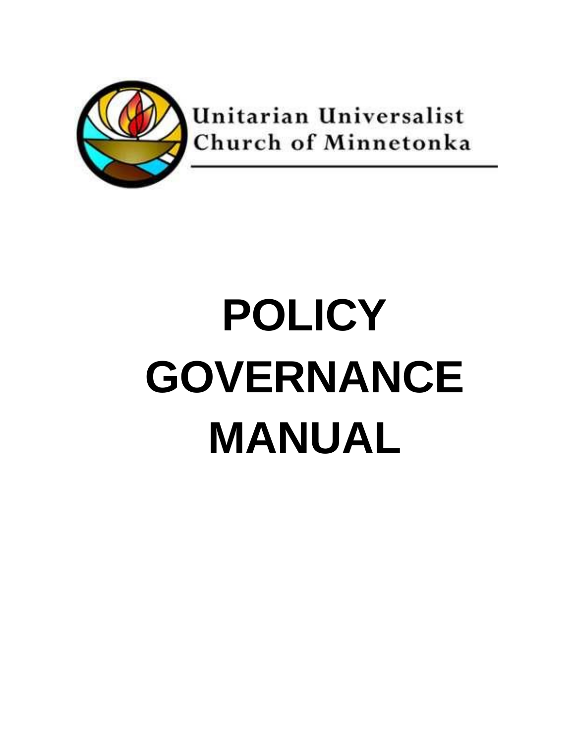Unitarian Universalist
Church of Minnetonka

# POLICY GOVERNANCE MANUAL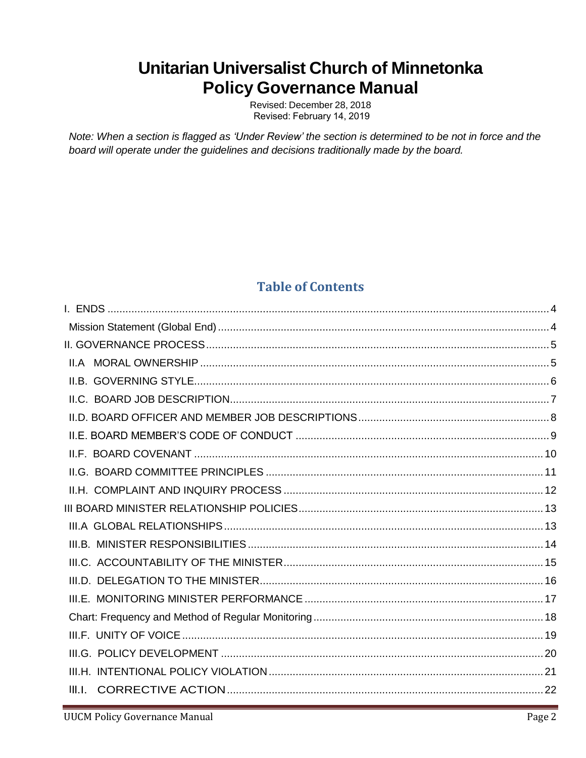# Unitarian Universalist Church of Minnetonka
# Policy Governance Manual

Revised: December 28, 2018
Revised: February 14, 2019

*Note: When a section is flagged as 'Under Review' the section is determined to be not in force and the board will operate under the guidelines and decisions traditionally made by the board.*

## Table of Contents

I. ENDS .... 4
- Mission Statement (Global End) .... 4

II. GOVERNANCE PROCESS .... 5
- II.A MORAL OWNERSHIP .... 5
- II.B. GOVERNING STYLE .... 6
- II.C. BOARD JOB DESCRIPTION .... 7
- II.D. BOARD OFFICER AND MEMBER JOB DESCRIPTIONS .... 8
- II.E. BOARD MEMBER'S CODE OF CONDUCT .... 9
- II.F. BOARD COVENANT .... 10
- II.G. BOARD COMMITTEE PRINCIPLES .... 11
- II.H. COMPLAINT AND INQUIRY PROCESS .... 12

III BOARD MINISTER RELATIONSHIP POLICIES .... 13
- III.A GLOBAL RELATIONSHIPS .... 13
- III.B. MINISTER RESPONSIBILITIES .... 14
- III.C. ACCOUNTABILITY OF THE MINISTER .... 15
- III.D. DELEGATION TO THE MINISTER .... 16
- III.E. MONITORING MINISTER PERFORMANCE .... 17
- Chart: Frequency and Method of Regular Monitoring .... 18
- III.F. UNITY OF VOICE .... 19
- III.G. POLICY DEVELOPMENT .... 20
- III.H. INTENTIONAL POLICY VIOLATION .... 21
- III.I. CORRECTIVE ACTION .... 22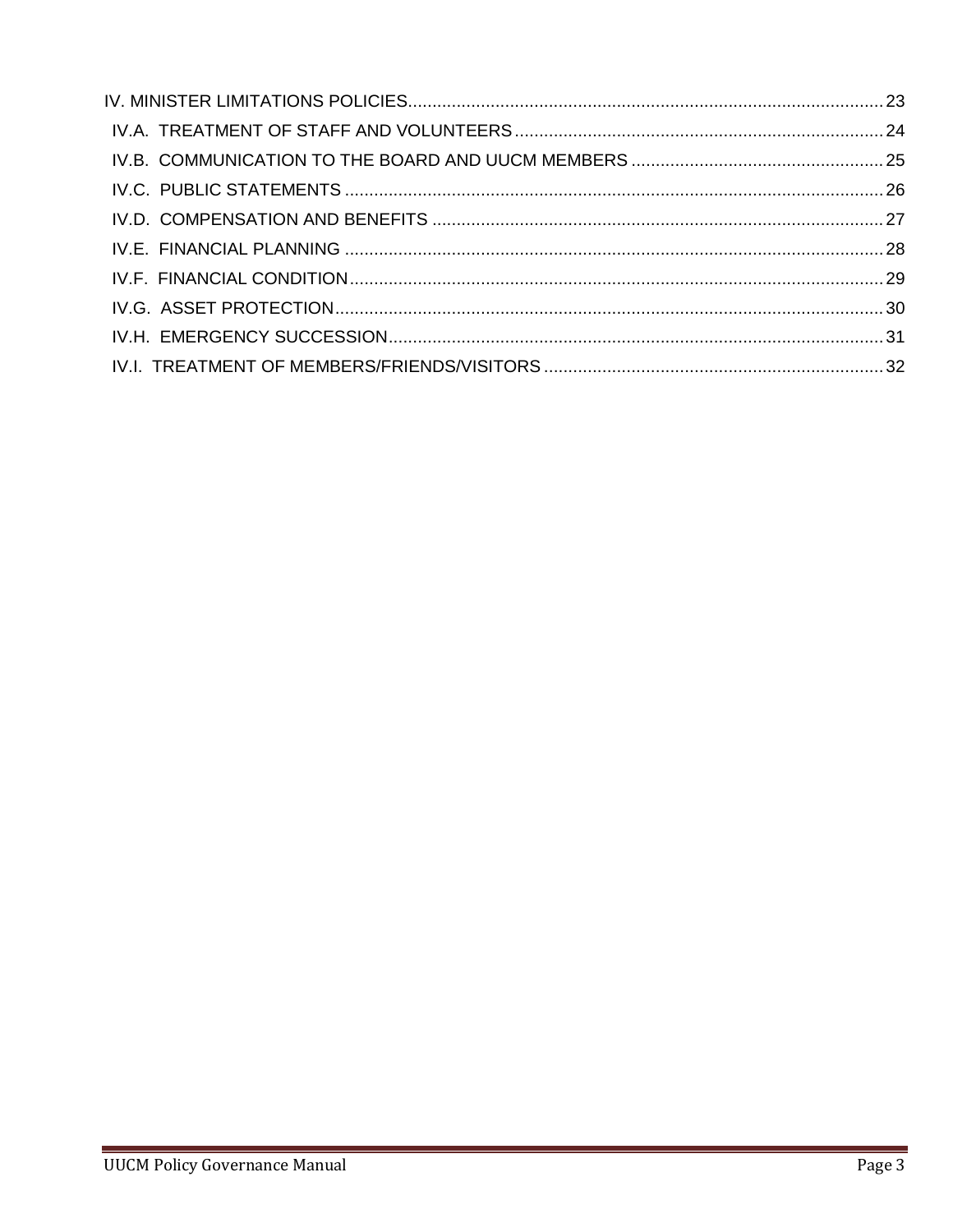IV. MINISTER LIMITATIONS POLICIES ........ 23

- IV.A. TREATMENT OF STAFF AND VOLUNTEERS ........ 24
- IV.B. COMMUNICATION TO THE BOARD AND UUCM MEMBERS ........ 25
- IV.C. PUBLIC STATEMENTS ........ 26
- IV.D. COMPENSATION AND BENEFITS ........ 27
- IV.E. FINANCIAL PLANNING ........ 28
- IV.F. FINANCIAL CONDITION ........ 29
- IV.G. ASSET PROTECTION ........ 30
- IV.H. EMERGENCY SUCCESSION ........ 31
- IV.I. TREATMENT OF MEMBERS/FRIENDS/VISITORS ........ 32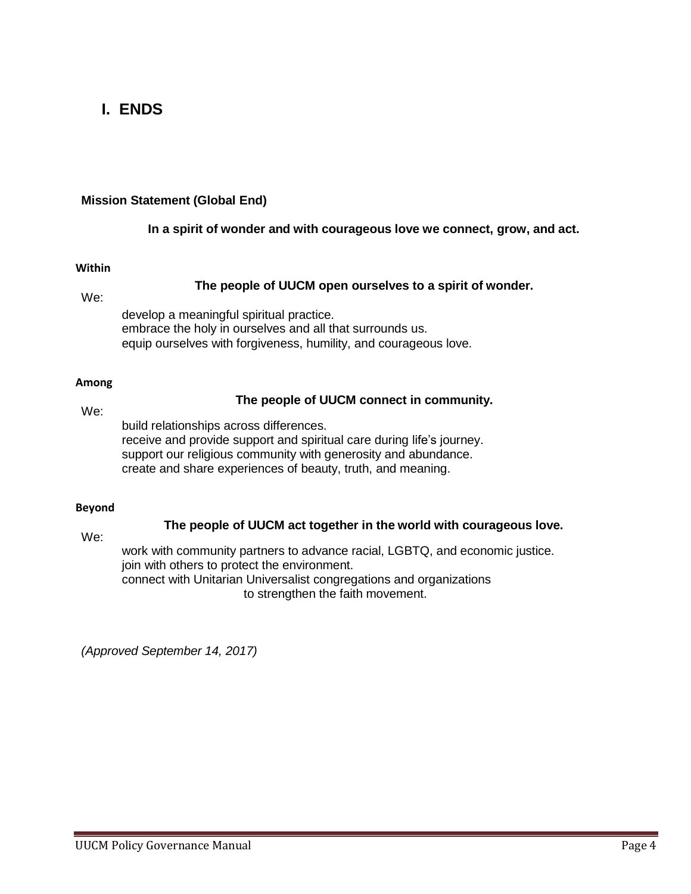# I. ENDS

**Mission Statement (Global End)**

**In a spirit of wonder and with courageous love we connect, grow, and act.**

**Within**

**The people of UUCM open ourselves to a spirit of wonder.**

We:

develop a meaningful spiritual practice.
embrace the holy in ourselves and all that surrounds us.
equip ourselves with forgiveness, humility, and courageous love.

**Among**

**The people of UUCM connect in community.**

We:

build relationships across differences.
receive and provide support and spiritual care during life's journey.
support our religious community with generosity and abundance.
create and share experiences of beauty, truth, and meaning.

**Beyond**

**The people of UUCM act together in the world with courageous love.**

We:

work with community partners to advance racial, LGBTQ, and economic justice.
join with others to protect the environment.
connect with Unitarian Universalist congregations and organizations to strengthen the faith movement.

*(Approved September 14, 2017)*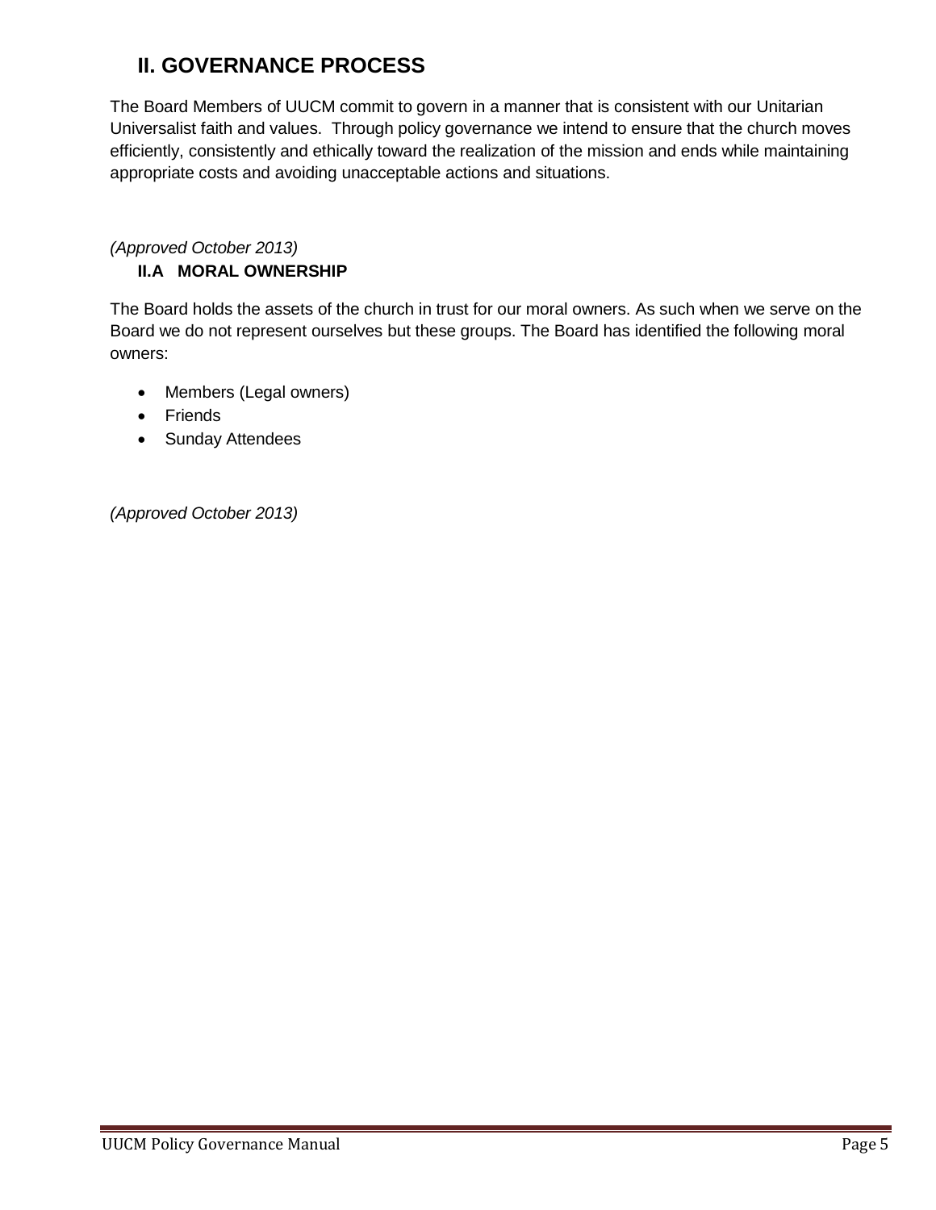## II. GOVERNANCE PROCESS

The Board Members of UUCM commit to govern in a manner that is consistent with our Unitarian Universalist faith and values. Through policy governance we intend to ensure that the church moves efficiently, consistently and ethically toward the realization of the mission and ends while maintaining appropriate costs and avoiding unacceptable actions and situations.

*(Approved October 2013)*

### II.A MORAL OWNERSHIP

The Board holds the assets of the church in trust for our moral owners. As such when we serve on the Board we do not represent ourselves but these groups. The Board has identified the following moral owners:

- Members (Legal owners)
- Friends
- Sunday Attendees

*(Approved October 2013)*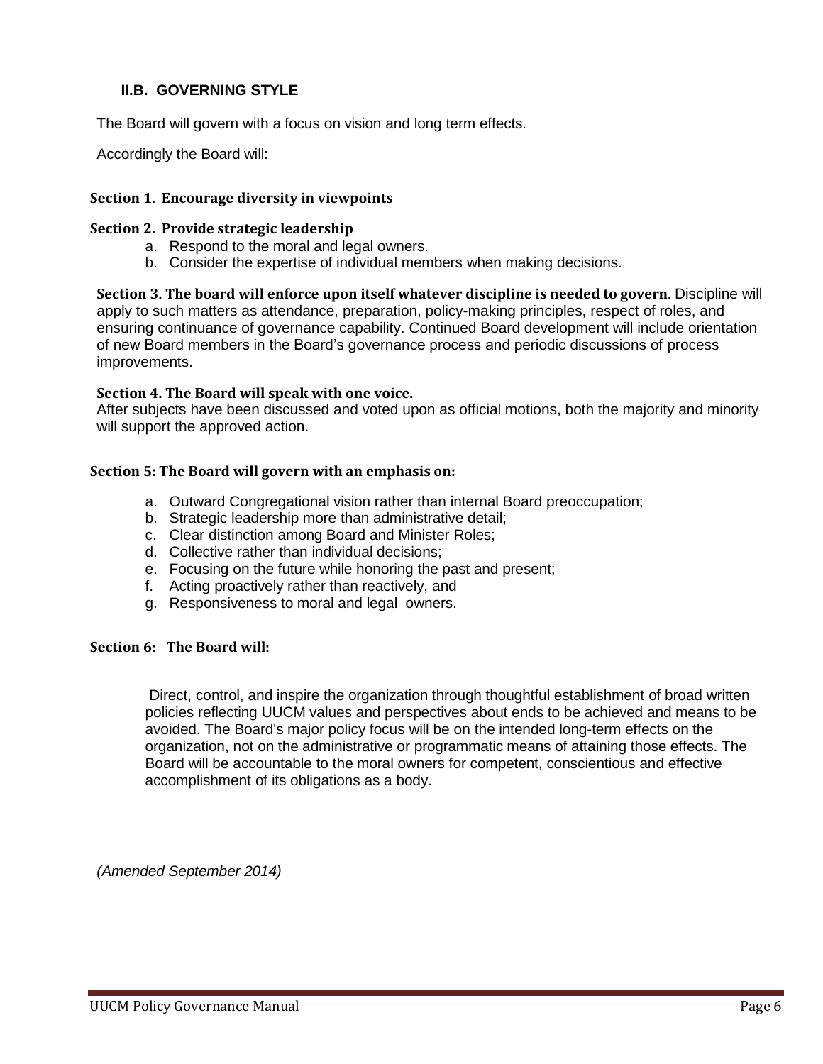## II.B. GOVERNING STYLE

The Board will govern with a focus on vision and long term effects.

Accordingly the Board will:

**Section 1. Encourage diversity in viewpoints**

**Section 2. Provide strategic leadership**

a. Respond to the moral and legal owners.
b. Consider the expertise of individual members when making decisions.

**Section 3. The board will enforce upon itself whatever discipline is needed to govern.** Discipline will apply to such matters as attendance, preparation, policy-making principles, respect of roles, and ensuring continuance of governance capability. Continued Board development will include orientation of new Board members in the Board's governance process and periodic discussions of process improvements.

**Section 4. The Board will speak with one voice.**
After subjects have been discussed and voted upon as official motions, both the majority and minority will support the approved action.

**Section 5: The Board will govern with an emphasis on:**

a. Outward Congregational vision rather than internal Board preoccupation;
b. Strategic leadership more than administrative detail;
c. Clear distinction among Board and Minister Roles;
d. Collective rather than individual decisions;
e. Focusing on the future while honoring the past and present;
f. Acting proactively rather than reactively, and
g. Responsiveness to moral and legal owners.

**Section 6: The Board will:**

Direct, control, and inspire the organization through thoughtful establishment of broad written policies reflecting UUCM values and perspectives about ends to be achieved and means to be avoided. The Board's major policy focus will be on the intended long-term effects on the organization, not on the administrative or programmatic means of attaining those effects. The Board will be accountable to the moral owners for competent, conscientious and effective accomplishment of its obligations as a body.

*(Amended September 2014)*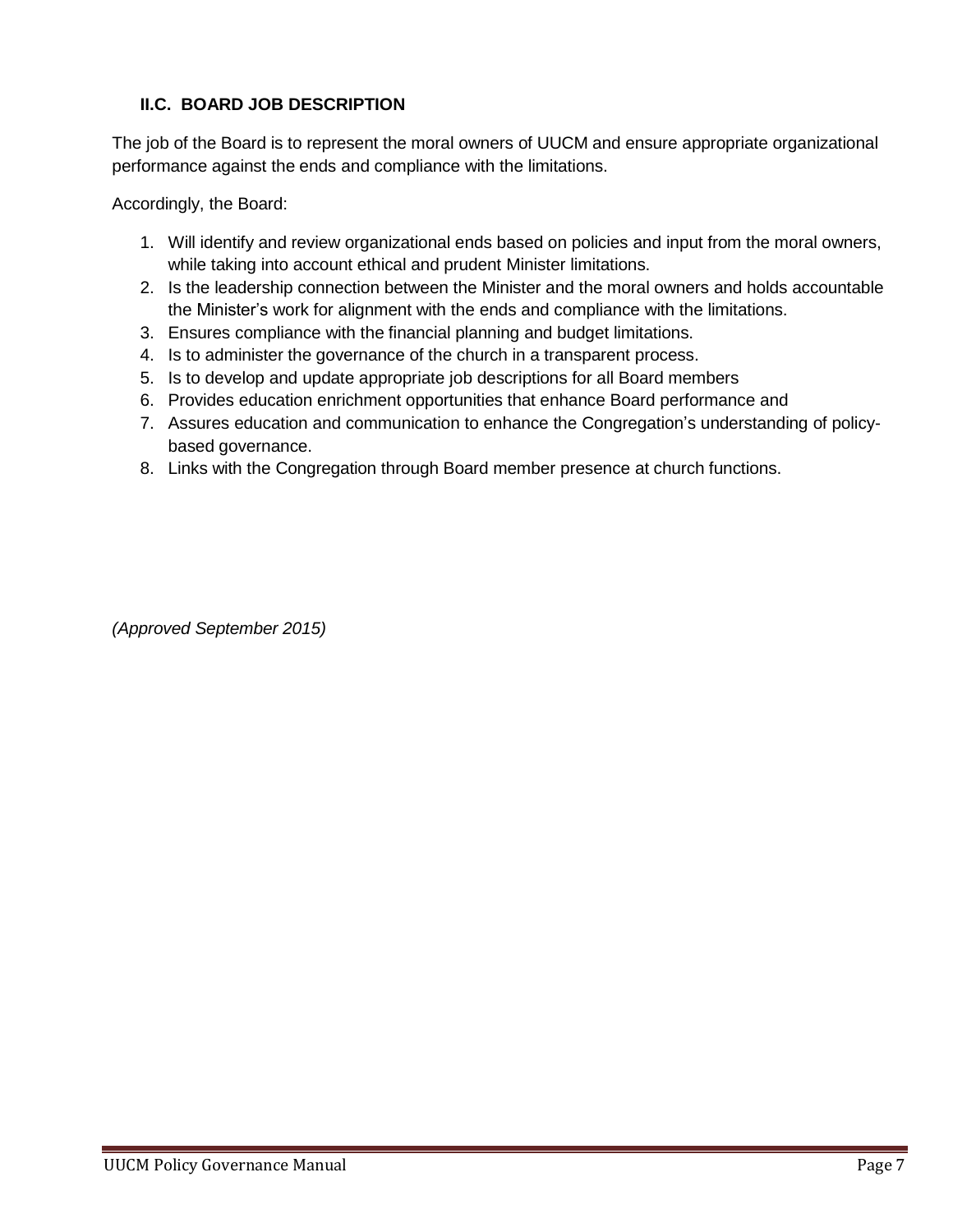### II.C. BOARD JOB DESCRIPTION

The job of the Board is to represent the moral owners of UUCM and ensure appropriate organizational performance against the ends and compliance with the limitations.

Accordingly, the Board:

1. Will identify and review organizational ends based on policies and input from the moral owners, while taking into account ethical and prudent Minister limitations.
2. Is the leadership connection between the Minister and the moral owners and holds accountable the Minister's work for alignment with the ends and compliance with the limitations.
3. Ensures compliance with the financial planning and budget limitations.
4. Is to administer the governance of the church in a transparent process.
5. Is to develop and update appropriate job descriptions for all Board members
6. Provides education enrichment opportunities that enhance Board performance and
7. Assures education and communication to enhance the Congregation's understanding of policy-based governance.
8. Links with the Congregation through Board member presence at church functions.

*(Approved September 2015)*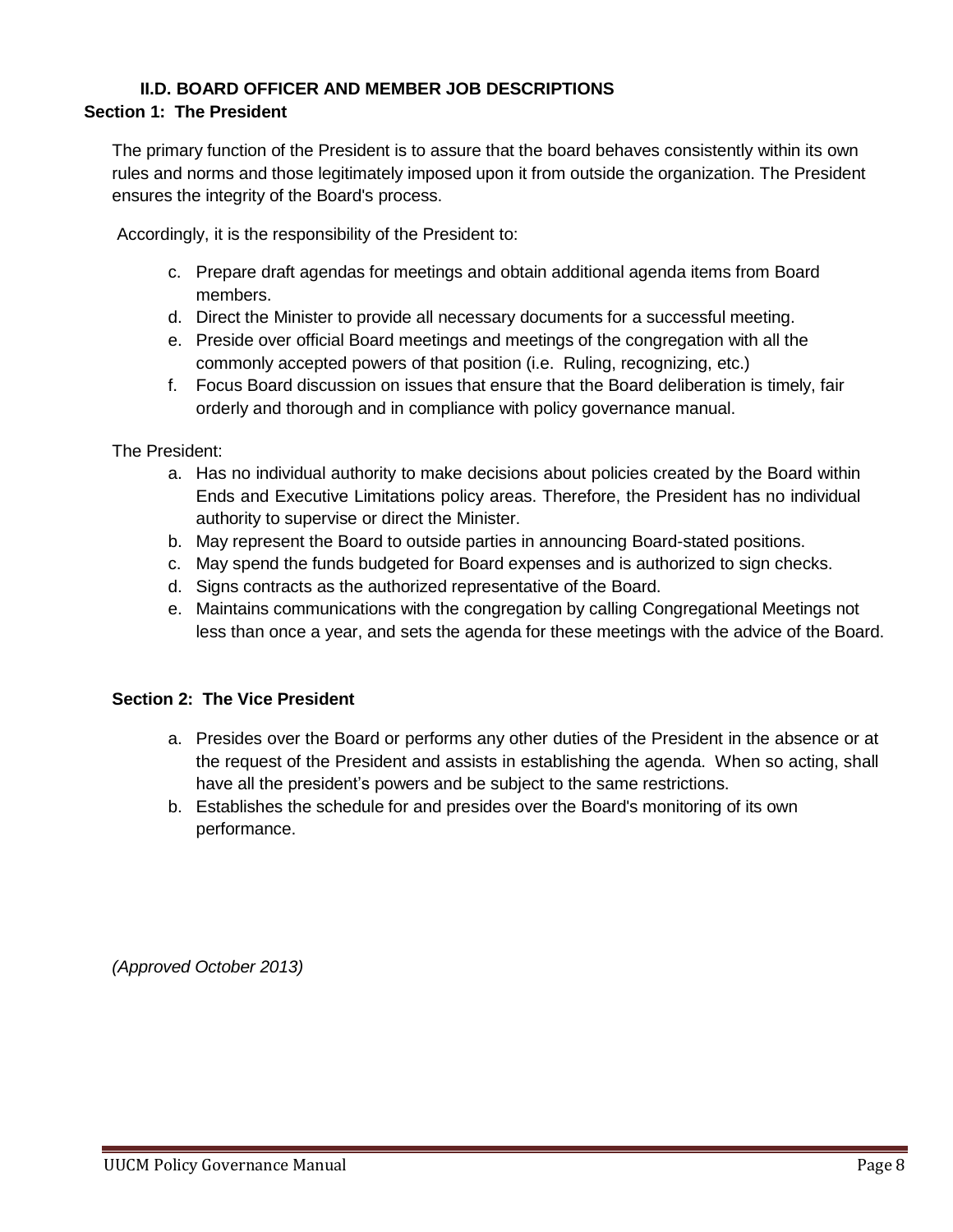## II.D. BOARD OFFICER AND MEMBER JOB DESCRIPTIONS

### Section 1: The President

The primary function of the President is to assure that the board behaves consistently within its own rules and norms and those legitimately imposed upon it from outside the organization. The President ensures the integrity of the Board's process.

Accordingly, it is the responsibility of the President to:

c. Prepare draft agendas for meetings and obtain additional agenda items from Board members.
d. Direct the Minister to provide all necessary documents for a successful meeting.
e. Preside over official Board meetings and meetings of the congregation with all the commonly accepted powers of that position (i.e. Ruling, recognizing, etc.)
f. Focus Board discussion on issues that ensure that the Board deliberation is timely, fair orderly and thorough and in compliance with policy governance manual.

The President:

a. Has no individual authority to make decisions about policies created by the Board within Ends and Executive Limitations policy areas. Therefore, the President has no individual authority to supervise or direct the Minister.
b. May represent the Board to outside parties in announcing Board-stated positions.
c. May spend the funds budgeted for Board expenses and is authorized to sign checks.
d. Signs contracts as the authorized representative of the Board.
e. Maintains communications with the congregation by calling Congregational Meetings not less than once a year, and sets the agenda for these meetings with the advice of the Board.

### Section 2: The Vice President

a. Presides over the Board or performs any other duties of the President in the absence or at the request of the President and assists in establishing the agenda. When so acting, shall have all the president's powers and be subject to the same restrictions.
b. Establishes the schedule for and presides over the Board's monitoring of its own performance.

*(Approved October 2013)*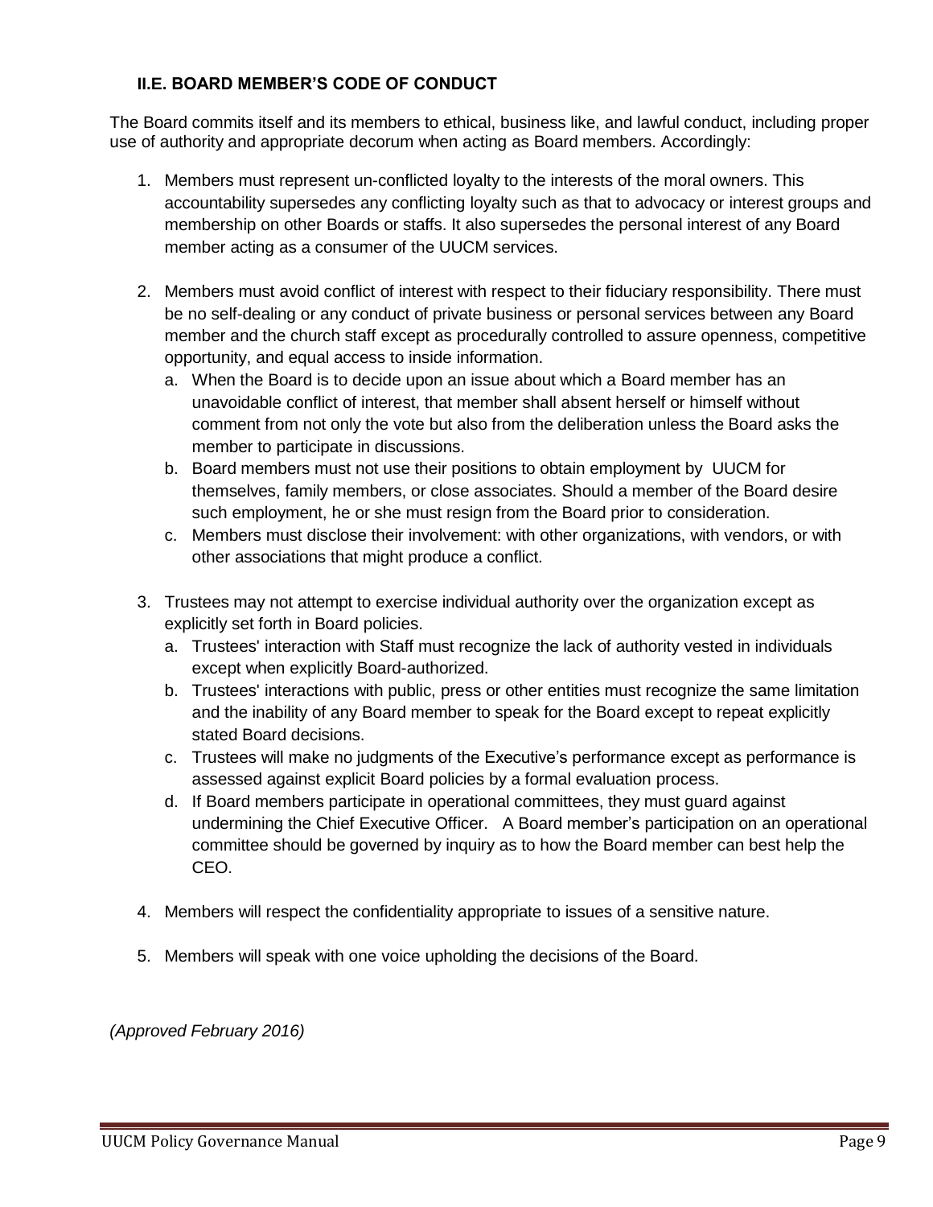### II.E. BOARD MEMBER'S CODE OF CONDUCT

The Board commits itself and its members to ethical, business like, and lawful conduct, including proper use of authority and appropriate decorum when acting as Board members. Accordingly:

1. Members must represent un-conflicted loyalty to the interests of the moral owners. This accountability supersedes any conflicting loyalty such as that to advocacy or interest groups and membership on other Boards or staffs. It also supersedes the personal interest of any Board member acting as a consumer of the UUCM services.

2. Members must avoid conflict of interest with respect to their fiduciary responsibility. There must be no self-dealing or any conduct of private business or personal services between any Board member and the church staff except as procedurally controlled to assure openness, competitive opportunity, and equal access to inside information.
   a. When the Board is to decide upon an issue about which a Board member has an unavoidable conflict of interest, that member shall absent herself or himself without comment from not only the vote but also from the deliberation unless the Board asks the member to participate in discussions.
   b. Board members must not use their positions to obtain employment by UUCM for themselves, family members, or close associates. Should a member of the Board desire such employment, he or she must resign from the Board prior to consideration.
   c. Members must disclose their involvement: with other organizations, with vendors, or with other associations that might produce a conflict.

3. Trustees may not attempt to exercise individual authority over the organization except as explicitly set forth in Board policies.
   a. Trustees' interaction with Staff must recognize the lack of authority vested in individuals except when explicitly Board-authorized.
   b. Trustees' interactions with public, press or other entities must recognize the same limitation and the inability of any Board member to speak for the Board except to repeat explicitly stated Board decisions.
   c. Trustees will make no judgments of the Executive's performance except as performance is assessed against explicit Board policies by a formal evaluation process.
   d. If Board members participate in operational committees, they must guard against undermining the Chief Executive Officer. A Board member's participation on an operational committee should be governed by inquiry as to how the Board member can best help the CEO.

4. Members will respect the confidentiality appropriate to issues of a sensitive nature.

5. Members will speak with one voice upholding the decisions of the Board.

*(Approved February 2016)*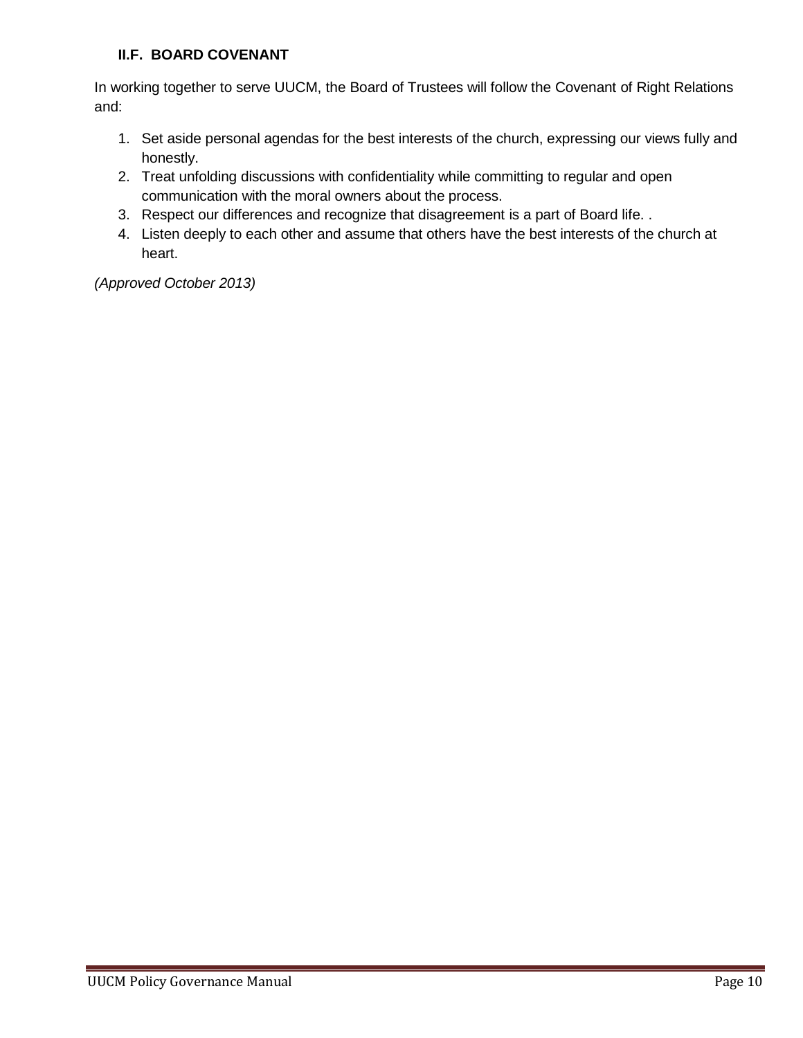### II.F. BOARD COVENANT

In working together to serve UUCM, the Board of Trustees will follow the Covenant of Right Relations and:

1. Set aside personal agendas for the best interests of the church, expressing our views fully and honestly.
2. Treat unfolding discussions with confidentiality while committing to regular and open communication with the moral owners about the process.
3. Respect our differences and recognize that disagreement is a part of Board life. .
4. Listen deeply to each other and assume that others have the best interests of the church at heart.

*(Approved October 2013)*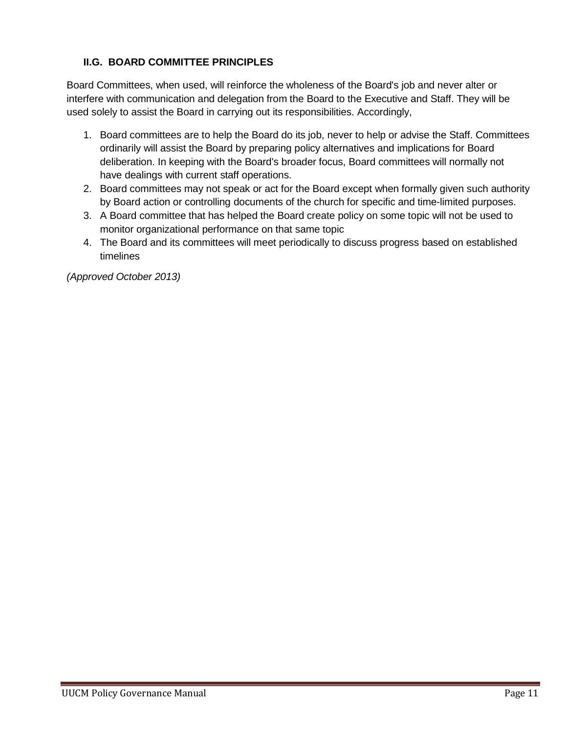### II.G. BOARD COMMITTEE PRINCIPLES

Board Committees, when used, will reinforce the wholeness of the Board's job and never alter or interfere with communication and delegation from the Board to the Executive and Staff. They will be used solely to assist the Board in carrying out its responsibilities. Accordingly,

1. Board committees are to help the Board do its job, never to help or advise the Staff. Committees ordinarily will assist the Board by preparing policy alternatives and implications for Board deliberation. In keeping with the Board's broader focus, Board committees will normally not have dealings with current staff operations.
2. Board committees may not speak or act for the Board except when formally given such authority by Board action or controlling documents of the church for specific and time-limited purposes.
3. A Board committee that has helped the Board create policy on some topic will not be used to monitor organizational performance on that same topic
4. The Board and its committees will meet periodically to discuss progress based on established timelines

*(Approved October 2013)*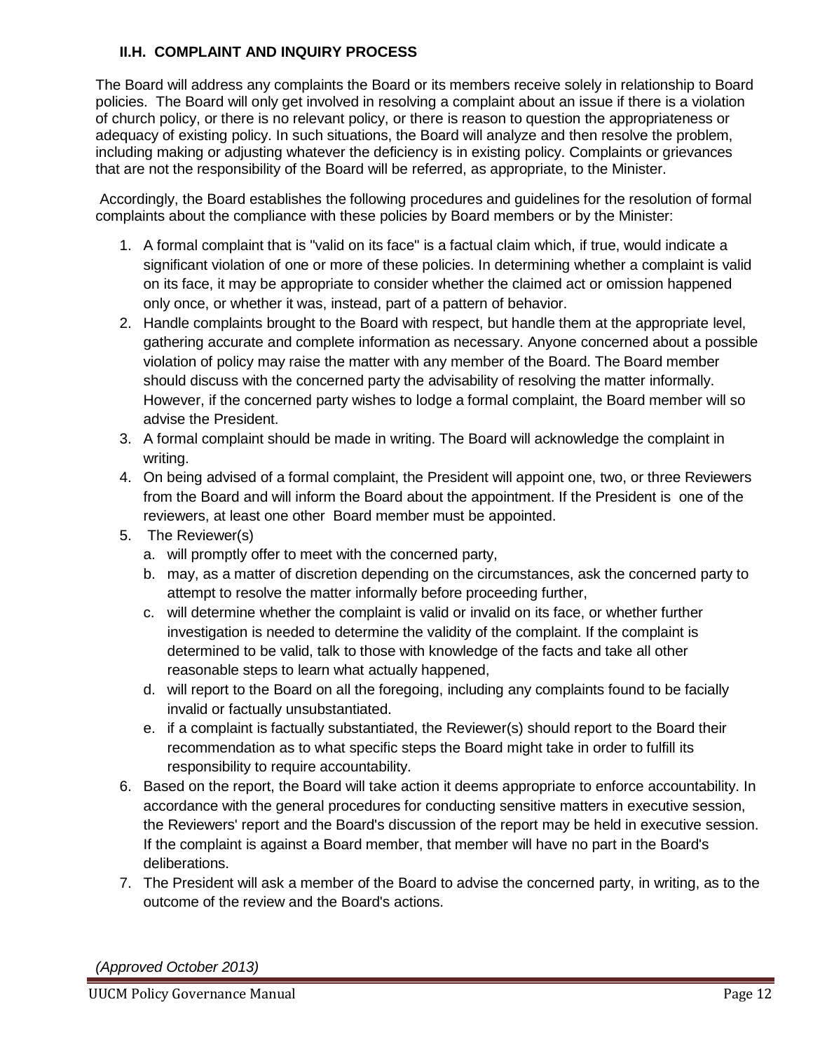### II.H. COMPLAINT AND INQUIRY PROCESS

The Board will address any complaints the Board or its members receive solely in relationship to Board policies. The Board will only get involved in resolving a complaint about an issue if there is a violation of church policy, or there is no relevant policy, or there is reason to question the appropriateness or adequacy of existing policy. In such situations, the Board will analyze and then resolve the problem, including making or adjusting whatever the deficiency is in existing policy. Complaints or grievances that are not the responsibility of the Board will be referred, as appropriate, to the Minister.

Accordingly, the Board establishes the following procedures and guidelines for the resolution of formal complaints about the compliance with these policies by Board members or by the Minister:

1. A formal complaint that is "valid on its face" is a factual claim which, if true, would indicate a significant violation of one or more of these policies. In determining whether a complaint is valid on its face, it may be appropriate to consider whether the claimed act or omission happened only once, or whether it was, instead, part of a pattern of behavior.
2. Handle complaints brought to the Board with respect, but handle them at the appropriate level, gathering accurate and complete information as necessary. Anyone concerned about a possible violation of policy may raise the matter with any member of the Board. The Board member should discuss with the concerned party the advisability of resolving the matter informally. However, if the concerned party wishes to lodge a formal complaint, the Board member will so advise the President.
3. A formal complaint should be made in writing. The Board will acknowledge the complaint in writing.
4. On being advised of a formal complaint, the President will appoint one, two, or three Reviewers from the Board and will inform the Board about the appointment. If the President is one of the reviewers, at least one other Board member must be appointed.
5. The Reviewer(s)
   a. will promptly offer to meet with the concerned party,
   b. may, as a matter of discretion depending on the circumstances, ask the concerned party to attempt to resolve the matter informally before proceeding further,
   c. will determine whether the complaint is valid or invalid on its face, or whether further investigation is needed to determine the validity of the complaint. If the complaint is determined to be valid, talk to those with knowledge of the facts and take all other reasonable steps to learn what actually happened,
   d. will report to the Board on all the foregoing, including any complaints found to be facially invalid or factually unsubstantiated.
   e. if a complaint is factually substantiated, the Reviewer(s) should report to the Board their recommendation as to what specific steps the Board might take in order to fulfill its responsibility to require accountability.
6. Based on the report, the Board will take action it deems appropriate to enforce accountability. In accordance with the general procedures for conducting sensitive matters in executive session, the Reviewers' report and the Board's discussion of the report may be held in executive session. If the complaint is against a Board member, that member will have no part in the Board's deliberations.
7. The President will ask a member of the Board to advise the concerned party, in writing, as to the outcome of the review and the Board's actions.

*(Approved October 2013)*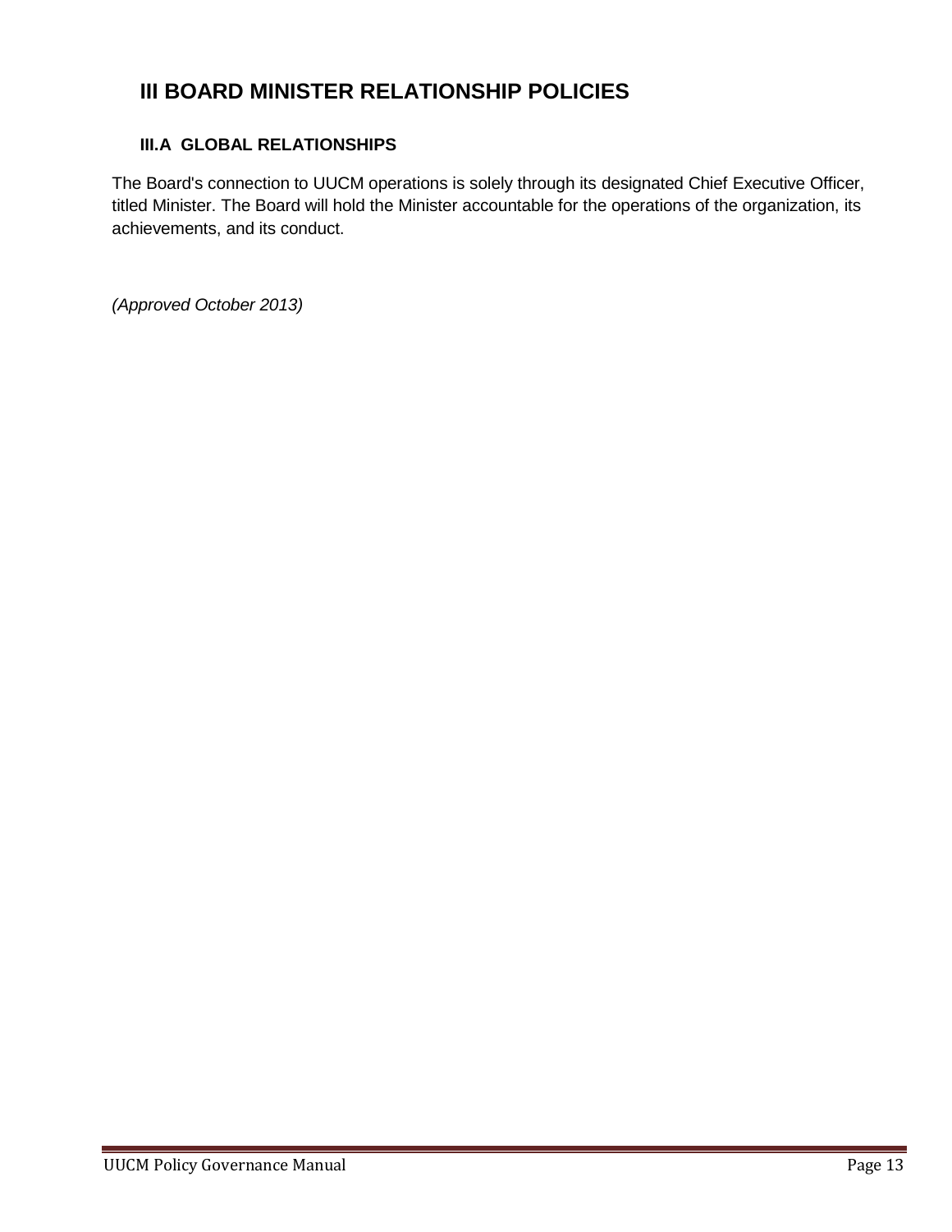# III BOARD MINISTER RELATIONSHIP POLICIES

## III.A GLOBAL RELATIONSHIPS

The Board's connection to UUCM operations is solely through its designated Chief Executive Officer, titled Minister. The Board will hold the Minister accountable for the operations of the organization, its achievements, and its conduct.

*(Approved October 2013)*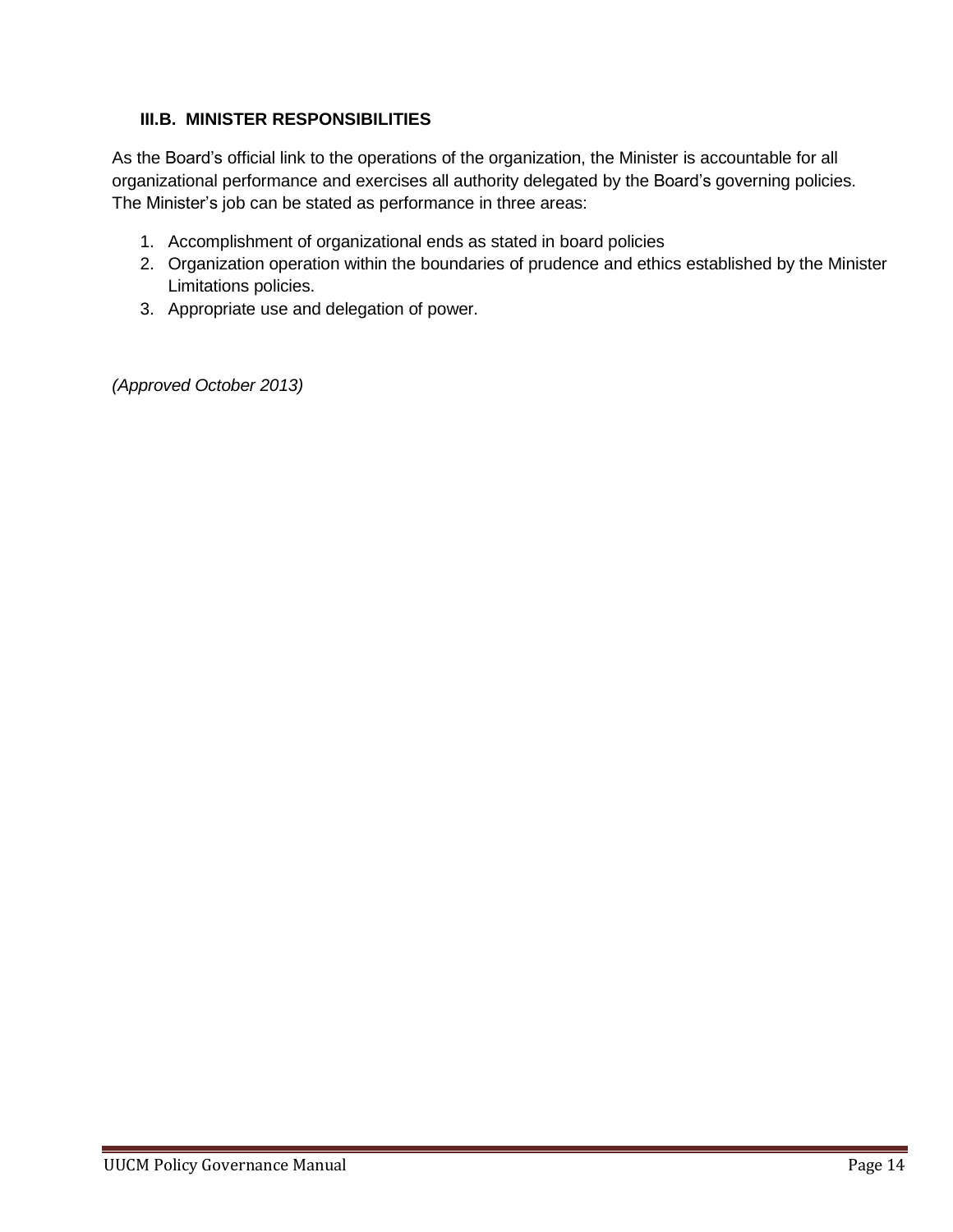### III.B. MINISTER RESPONSIBILITIES

As the Board's official link to the operations of the organization, the Minister is accountable for all organizational performance and exercises all authority delegated by the Board's governing policies. The Minister's job can be stated as performance in three areas:

1. Accomplishment of organizational ends as stated in board policies
2. Organization operation within the boundaries of prudence and ethics established by the Minister Limitations policies.
3. Appropriate use and delegation of power.

*(Approved October 2013)*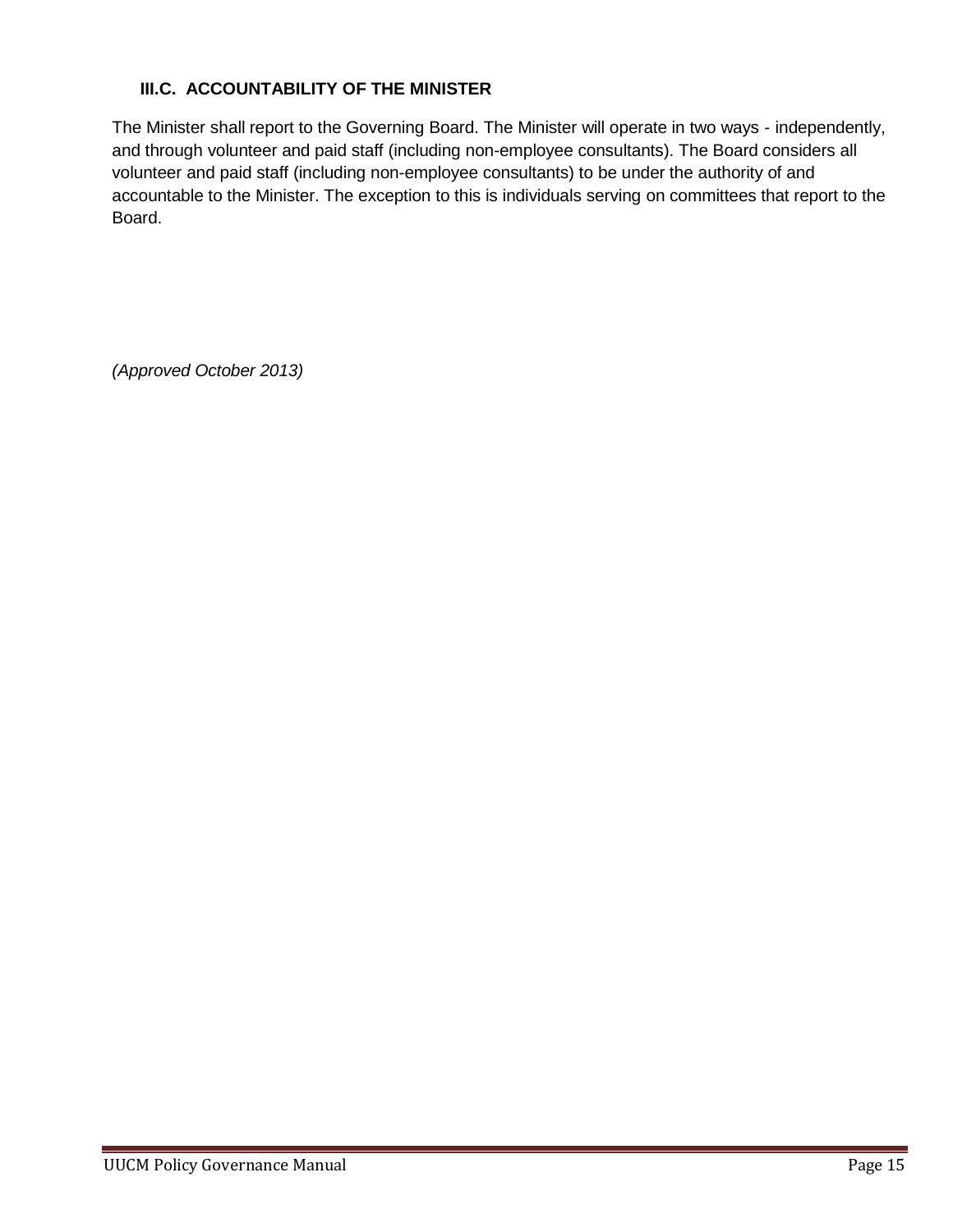### III.C. ACCOUNTABILITY OF THE MINISTER

The Minister shall report to the Governing Board. The Minister will operate in two ways - independently, and through volunteer and paid staff (including non-employee consultants). The Board considers all volunteer and paid staff (including non-employee consultants) to be under the authority of and accountable to the Minister. The exception to this is individuals serving on committees that report to the Board.

*(Approved October 2013)*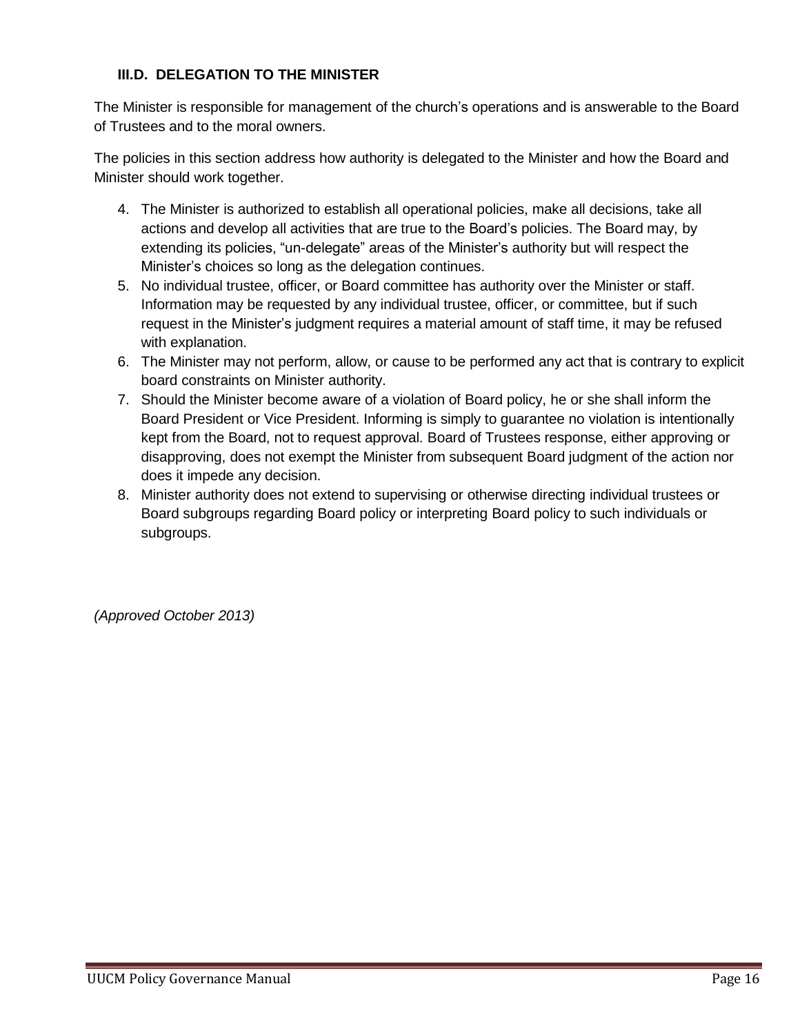### III.D. DELEGATION TO THE MINISTER

The Minister is responsible for management of the church's operations and is answerable to the Board of Trustees and to the moral owners.

The policies in this section address how authority is delegated to the Minister and how the Board and Minister should work together.

4. The Minister is authorized to establish all operational policies, make all decisions, take all actions and develop all activities that are true to the Board's policies. The Board may, by extending its policies, "un-delegate" areas of the Minister's authority but will respect the Minister's choices so long as the delegation continues.
5. No individual trustee, officer, or Board committee has authority over the Minister or staff. Information may be requested by any individual trustee, officer, or committee, but if such request in the Minister's judgment requires a material amount of staff time, it may be refused with explanation.
6. The Minister may not perform, allow, or cause to be performed any act that is contrary to explicit board constraints on Minister authority.
7. Should the Minister become aware of a violation of Board policy, he or she shall inform the Board President or Vice President. Informing is simply to guarantee no violation is intentionally kept from the Board, not to request approval. Board of Trustees response, either approving or disapproving, does not exempt the Minister from subsequent Board judgment of the action nor does it impede any decision.
8. Minister authority does not extend to supervising or otherwise directing individual trustees or Board subgroups regarding Board policy or interpreting Board policy to such individuals or subgroups.

*(Approved October 2013)*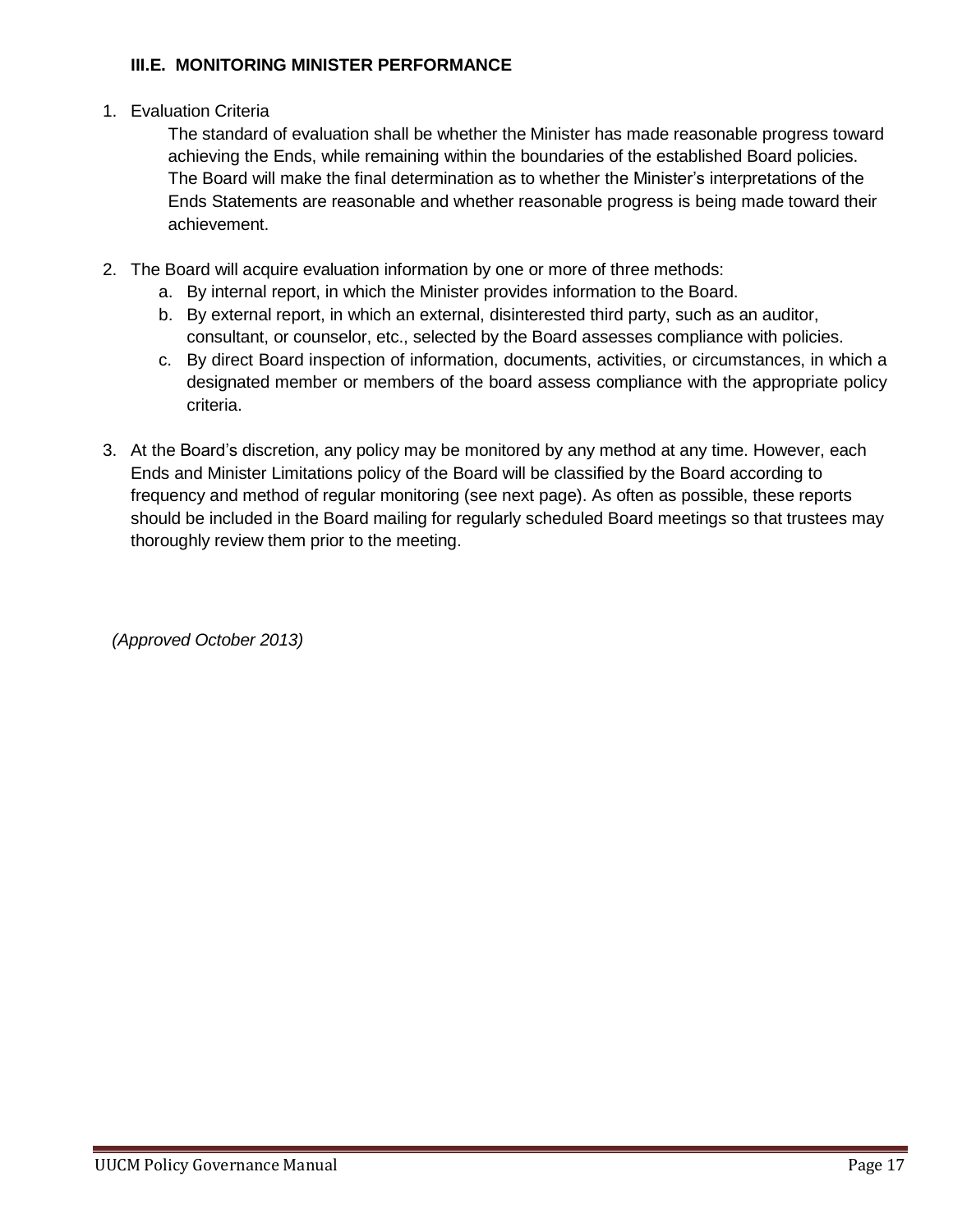### III.E. MONITORING MINISTER PERFORMANCE

1. Evaluation Criteria

   The standard of evaluation shall be whether the Minister has made reasonable progress toward achieving the Ends, while remaining within the boundaries of the established Board policies. The Board will make the final determination as to whether the Minister's interpretations of the Ends Statements are reasonable and whether reasonable progress is being made toward their achievement.

2. The Board will acquire evaluation information by one or more of three methods:
   a. By internal report, in which the Minister provides information to the Board.
   b. By external report, in which an external, disinterested third party, such as an auditor, consultant, or counselor, etc., selected by the Board assesses compliance with policies.
   c. By direct Board inspection of information, documents, activities, or circumstances, in which a designated member or members of the board assess compliance with the appropriate policy criteria.

3. At the Board's discretion, any policy may be monitored by any method at any time. However, each Ends and Minister Limitations policy of the Board will be classified by the Board according to frequency and method of regular monitoring (see next page). As often as possible, these reports should be included in the Board mailing for regularly scheduled Board meetings so that trustees may thoroughly review them prior to the meeting.

*(Approved October 2013)*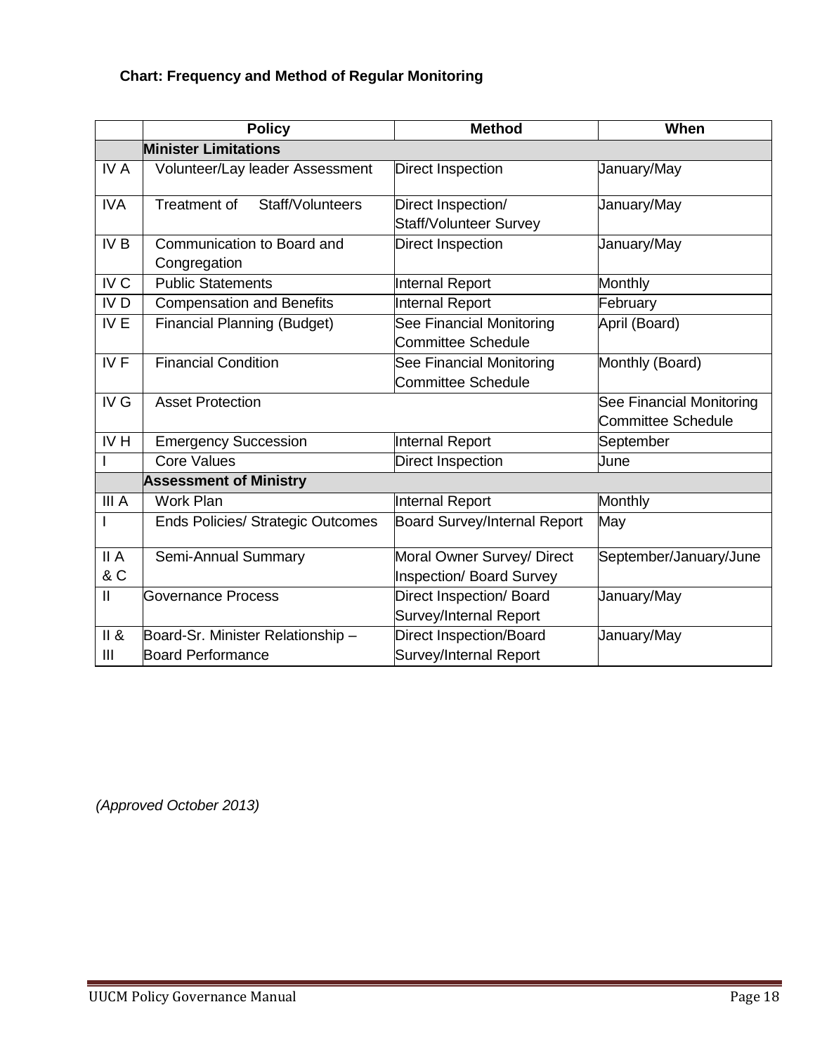**Chart: Frequency and Method of Regular Monitoring**

| | Policy | Method | When |
|---|---|---|---|
| | **Minister Limitations** | | |
| IV A | Volunteer/Lay leader Assessment | Direct Inspection | January/May |
| IVA | Treatment of Staff/Volunteers | Direct Inspection/ Staff/Volunteer Survey | January/May |
| IV B | Communication to Board and Congregation | Direct Inspection | January/May |
| IV C | Public Statements | Internal Report | Monthly |
| IV D | Compensation and Benefits | Internal Report | February |
| IV E | Financial Planning (Budget) | See Financial Monitoring Committee Schedule | April (Board) |
| IV F | Financial Condition | See Financial Monitoring Committee Schedule | Monthly (Board) |
| IV G | Asset Protection | | See Financial Monitoring Committee Schedule |
| IV H | Emergency Succession | Internal Report | September |
| I | Core Values | Direct Inspection | June |
| | **Assessment of Ministry** | | |
| III A | Work Plan | Internal Report | Monthly |
| I | Ends Policies/ Strategic Outcomes | Board Survey/Internal Report | May |
| II A & C | Semi-Annual Summary | Moral Owner Survey/ Direct Inspection/ Board Survey | September/January/June |
| II | Governance Process | Direct Inspection/ Board Survey/Internal Report | January/May |
| II & III | Board-Sr. Minister Relationship – Board Performance | Direct Inspection/Board Survey/Internal Report | January/May |

*(Approved October 2013)*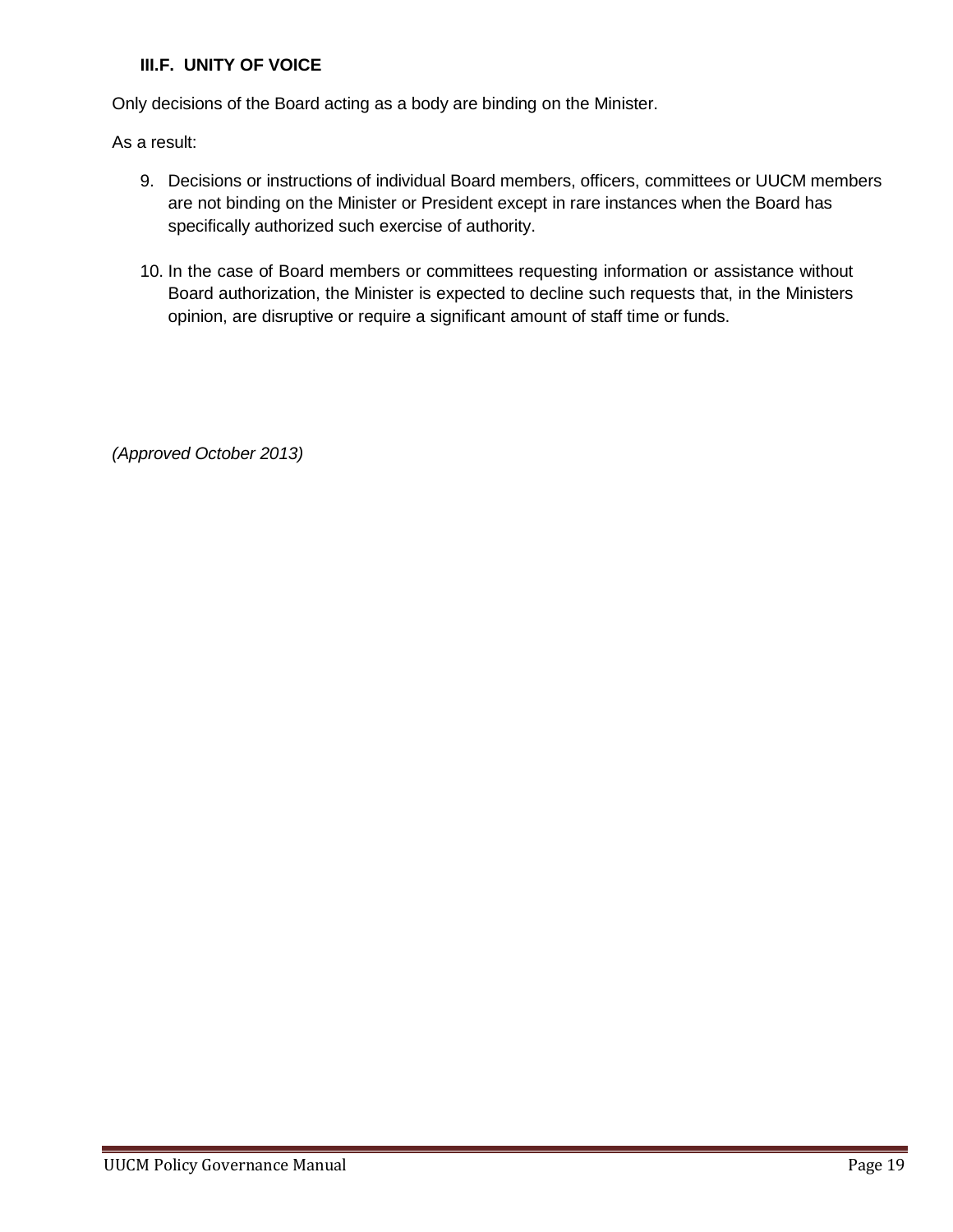### III.F. UNITY OF VOICE

Only decisions of the Board acting as a body are binding on the Minister.

As a result:

9. Decisions or instructions of individual Board members, officers, committees or UUCM members are not binding on the Minister or President except in rare instances when the Board has specifically authorized such exercise of authority.

10. In the case of Board members or committees requesting information or assistance without Board authorization, the Minister is expected to decline such requests that, in the Ministers opinion, are disruptive or require a significant amount of staff time or funds.

*(Approved October 2013)*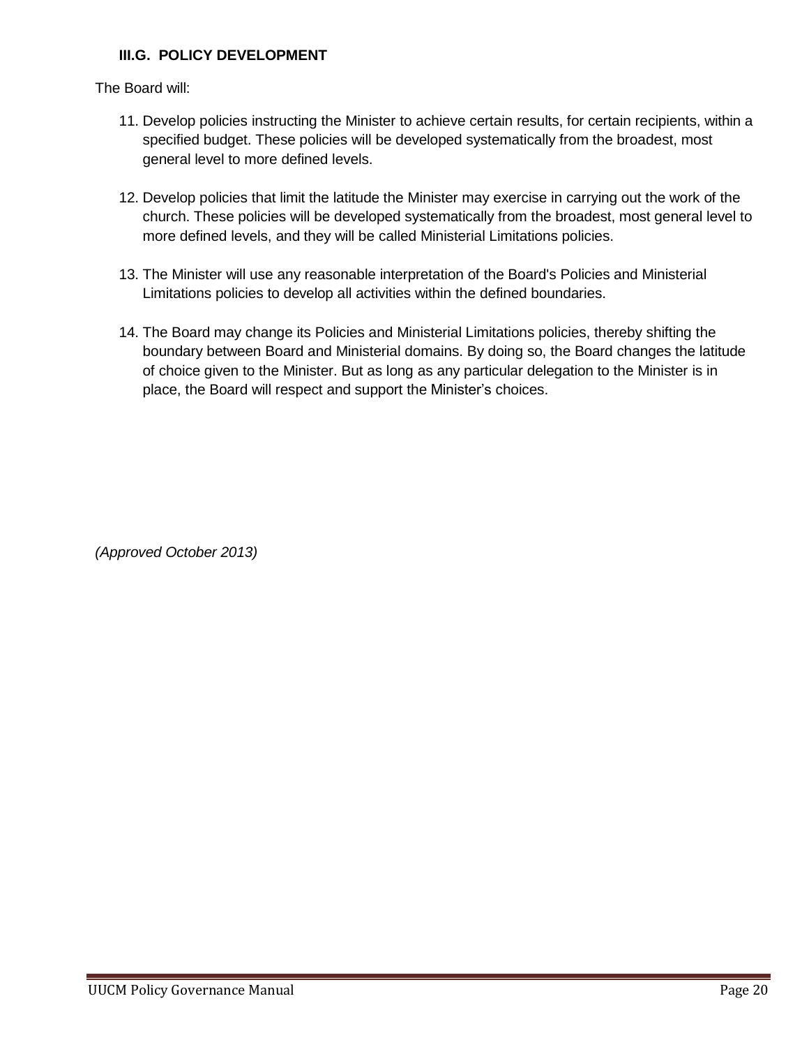### III.G. POLICY DEVELOPMENT

The Board will:

11. Develop policies instructing the Minister to achieve certain results, for certain recipients, within a specified budget. These policies will be developed systematically from the broadest, most general level to more defined levels.

12. Develop policies that limit the latitude the Minister may exercise in carrying out the work of the church. These policies will be developed systematically from the broadest, most general level to more defined levels, and they will be called Ministerial Limitations policies.

13. The Minister will use any reasonable interpretation of the Board's Policies and Ministerial Limitations policies to develop all activities within the defined boundaries.

14. The Board may change its Policies and Ministerial Limitations policies, thereby shifting the boundary between Board and Ministerial domains. By doing so, the Board changes the latitude of choice given to the Minister. But as long as any particular delegation to the Minister is in place, the Board will respect and support the Minister's choices.

*(Approved October 2013)*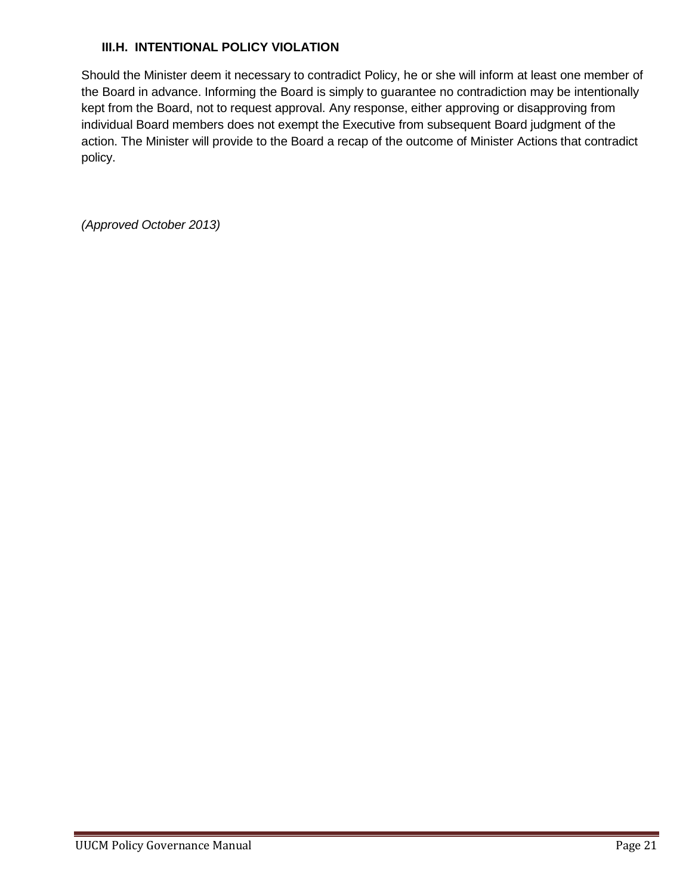### III.H. INTENTIONAL POLICY VIOLATION

Should the Minister deem it necessary to contradict Policy, he or she will inform at least one member of the Board in advance. Informing the Board is simply to guarantee no contradiction may be intentionally kept from the Board, not to request approval. Any response, either approving or disapproving from individual Board members does not exempt the Executive from subsequent Board judgment of the action. The Minister will provide to the Board a recap of the outcome of Minister Actions that contradict policy.

*(Approved October 2013)*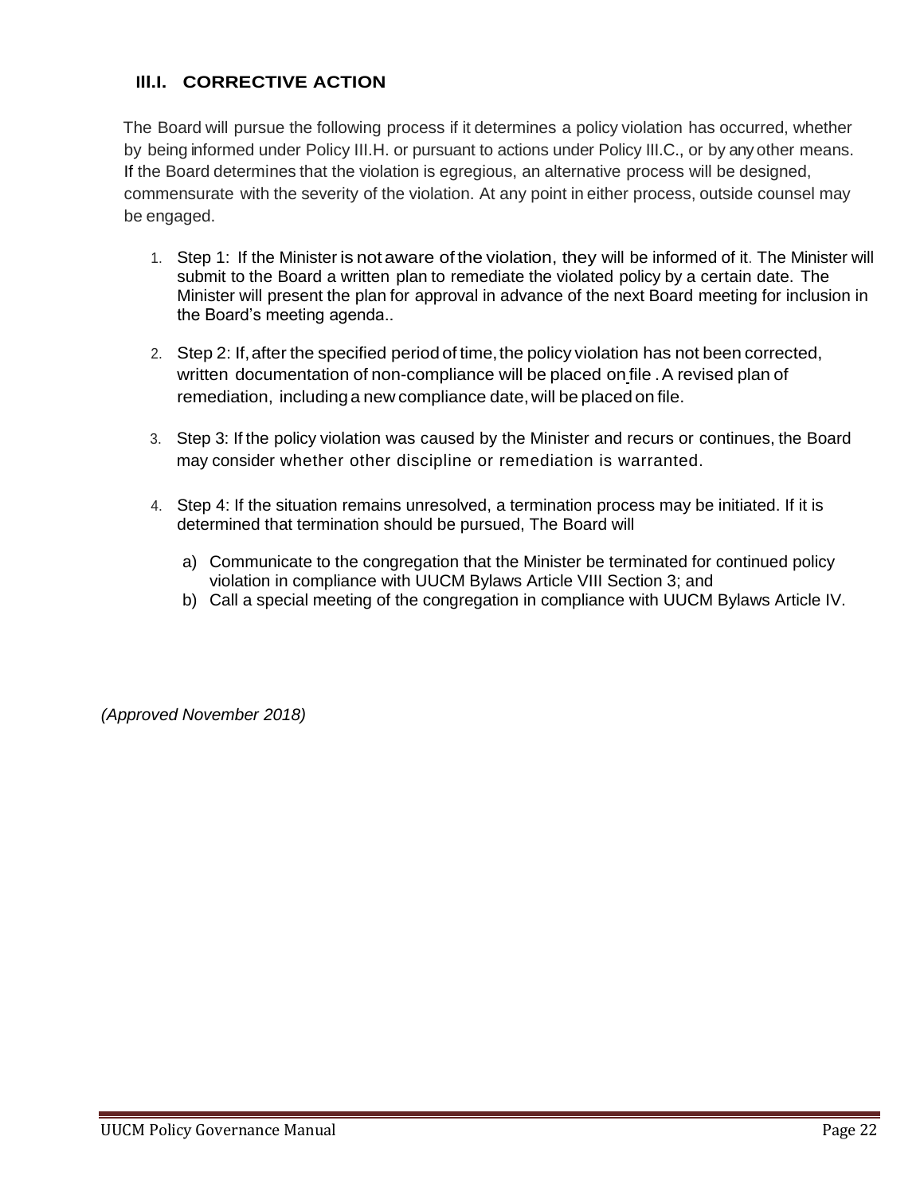### III.I. CORRECTIVE ACTION

The Board will pursue the following process if it determines a policy violation has occurred, whether by being informed under Policy III.H. or pursuant to actions under Policy III.C., or by any other means. If the Board determines that the violation is egregious, an alternative process will be designed, commensurate with the severity of the violation. At any point in either process, outside counsel may be engaged.

1. Step 1: If the Minister is not aware of the violation, they will be informed of it. The Minister will submit to the Board a written plan to remediate the violated policy by a certain date. The Minister will present the plan for approval in advance of the next Board meeting for inclusion in the Board's meeting agenda..
2. Step 2: If, after the specified period of time, the policy violation has not been corrected, written documentation of non-compliance will be placed on file . A revised plan of remediation, including a new compliance date, will be placed on file.
3. Step 3: If the policy violation was caused by the Minister and recurs or continues, the Board may consider whether other discipline or remediation is warranted.
4. Step 4: If the situation remains unresolved, a termination process may be initiated. If it is determined that termination should be pursued, The Board will
   a) Communicate to the congregation that the Minister be terminated for continued policy violation in compliance with UUCM Bylaws Article VIII Section 3; and
   b) Call a special meeting of the congregation in compliance with UUCM Bylaws Article IV.

*(Approved November 2018)*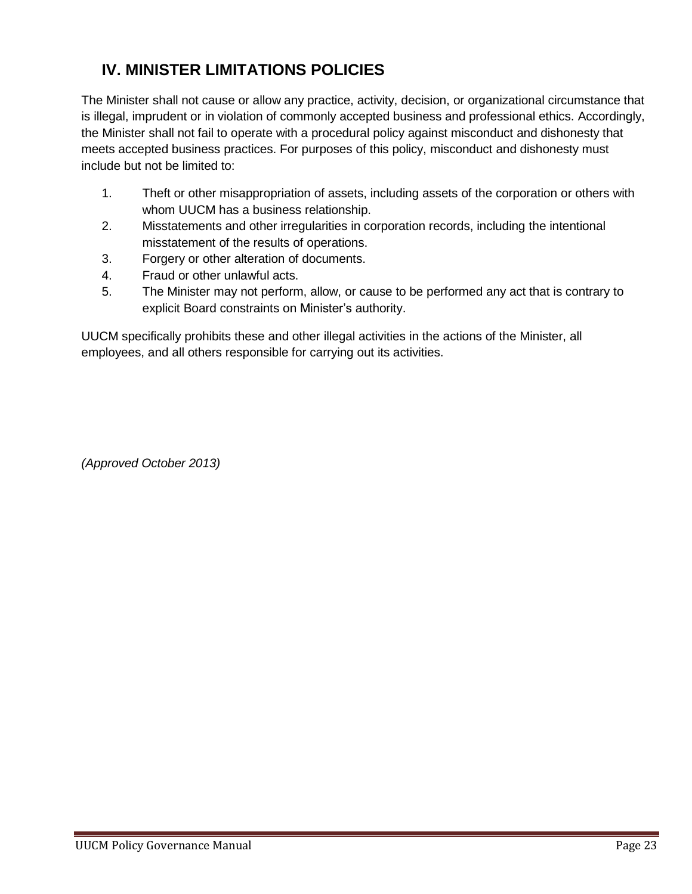## IV. MINISTER LIMITATIONS POLICIES

The Minister shall not cause or allow any practice, activity, decision, or organizational circumstance that is illegal, imprudent or in violation of commonly accepted business and professional ethics. Accordingly, the Minister shall not fail to operate with a procedural policy against misconduct and dishonesty that meets accepted business practices. For purposes of this policy, misconduct and dishonesty must include but not be limited to:

1. Theft or other misappropriation of assets, including assets of the corporation or others with whom UUCM has a business relationship.
2. Misstatements and other irregularities in corporation records, including the intentional misstatement of the results of operations.
3. Forgery or other alteration of documents.
4. Fraud or other unlawful acts.
5. The Minister may not perform, allow, or cause to be performed any act that is contrary to explicit Board constraints on Minister's authority.

UUCM specifically prohibits these and other illegal activities in the actions of the Minister, all employees, and all others responsible for carrying out its activities.

*(Approved October 2013)*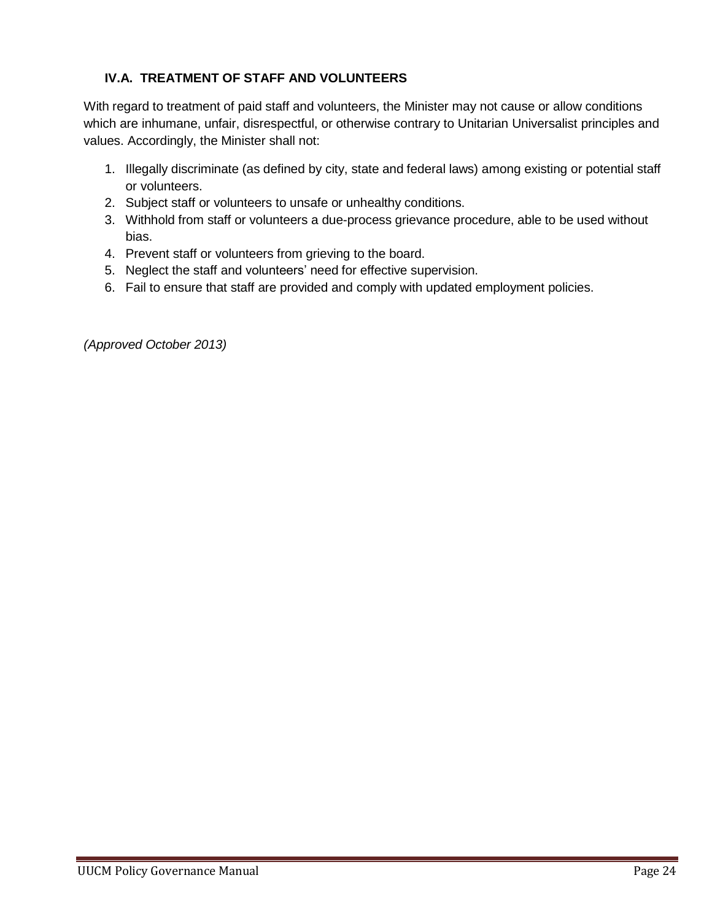### IV.A. TREATMENT OF STAFF AND VOLUNTEERS

With regard to treatment of paid staff and volunteers, the Minister may not cause or allow conditions which are inhumane, unfair, disrespectful, or otherwise contrary to Unitarian Universalist principles and values. Accordingly, the Minister shall not:

1. Illegally discriminate (as defined by city, state and federal laws) among existing or potential staff or volunteers.
2. Subject staff or volunteers to unsafe or unhealthy conditions.
3. Withhold from staff or volunteers a due-process grievance procedure, able to be used without bias.
4. Prevent staff or volunteers from grieving to the board.
5. Neglect the staff and volunteers' need for effective supervision.
6. Fail to ensure that staff are provided and comply with updated employment policies.

*(Approved October 2013)*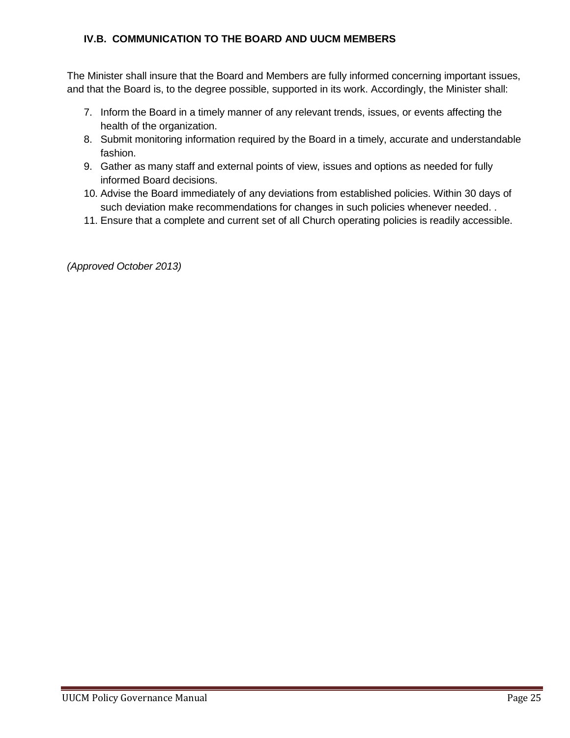### IV.B. COMMUNICATION TO THE BOARD AND UUCM MEMBERS

The Minister shall insure that the Board and Members are fully informed concerning important issues, and that the Board is, to the degree possible, supported in its work. Accordingly, the Minister shall:

7. Inform the Board in a timely manner of any relevant trends, issues, or events affecting the health of the organization.
8. Submit monitoring information required by the Board in a timely, accurate and understandable fashion.
9. Gather as many staff and external points of view, issues and options as needed for fully informed Board decisions.
10. Advise the Board immediately of any deviations from established policies. Within 30 days of such deviation make recommendations for changes in such policies whenever needed. .
11. Ensure that a complete and current set of all Church operating policies is readily accessible.

*(Approved October 2013)*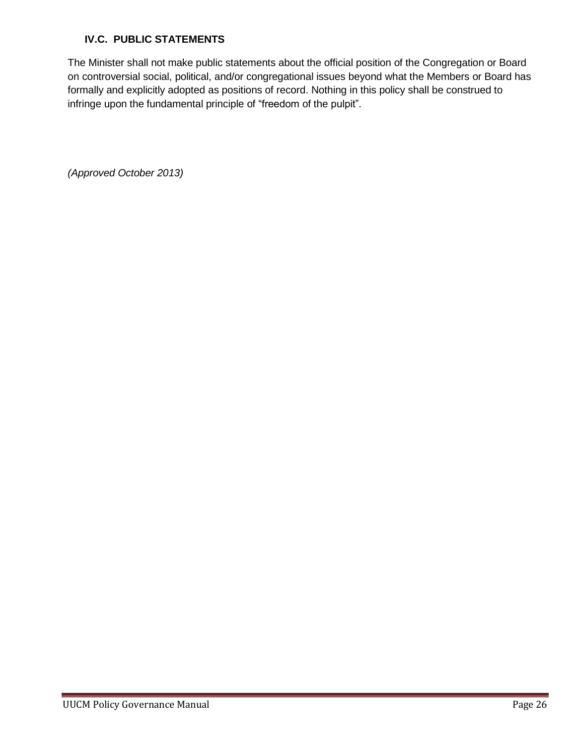### IV.C. PUBLIC STATEMENTS

The Minister shall not make public statements about the official position of the Congregation or Board on controversial social, political, and/or congregational issues beyond what the Members or Board has formally and explicitly adopted as positions of record. Nothing in this policy shall be construed to infringe upon the fundamental principle of "freedom of the pulpit".

*(Approved October 2013)*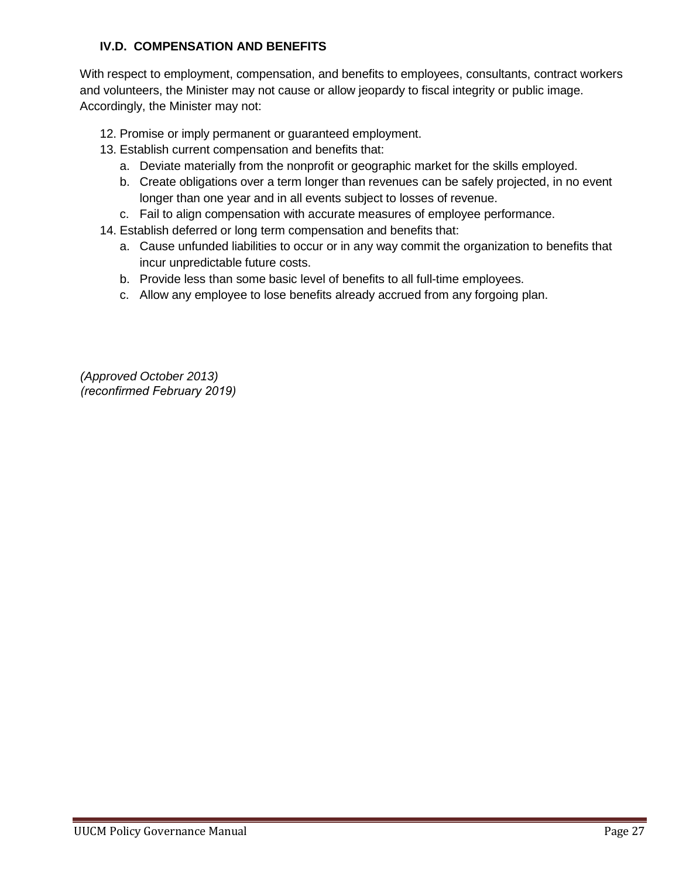### IV.D. COMPENSATION AND BENEFITS

With respect to employment, compensation, and benefits to employees, consultants, contract workers and volunteers, the Minister may not cause or allow jeopardy to fiscal integrity or public image. Accordingly, the Minister may not:

12. Promise or imply permanent or guaranteed employment.
13. Establish current compensation and benefits that:
    a. Deviate materially from the nonprofit or geographic market for the skills employed.
    b. Create obligations over a term longer than revenues can be safely projected, in no event longer than one year and in all events subject to losses of revenue.
    c. Fail to align compensation with accurate measures of employee performance.
14. Establish deferred or long term compensation and benefits that:
    a. Cause unfunded liabilities to occur or in any way commit the organization to benefits that incur unpredictable future costs.
    b. Provide less than some basic level of benefits to all full-time employees.
    c. Allow any employee to lose benefits already accrued from any forgoing plan.

*(Approved October 2013)*
*(reconfirmed February 2019)*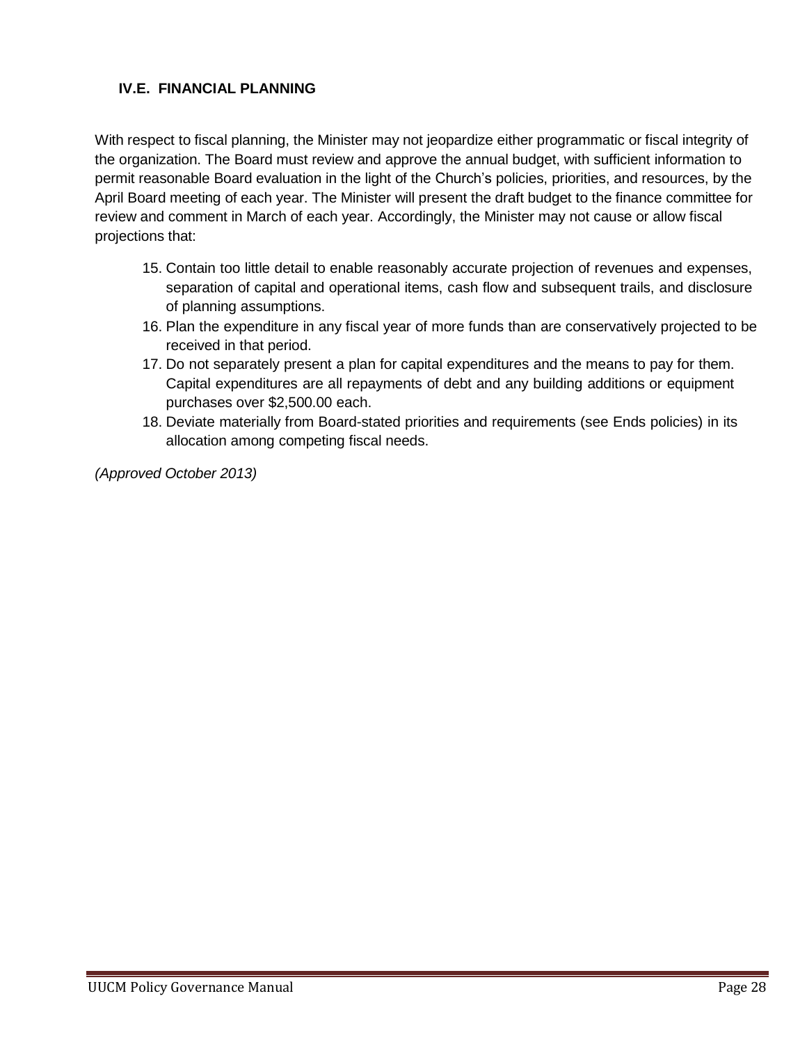### IV.E. FINANCIAL PLANNING

With respect to fiscal planning, the Minister may not jeopardize either programmatic or fiscal integrity of the organization. The Board must review and approve the annual budget, with sufficient information to permit reasonable Board evaluation in the light of the Church's policies, priorities, and resources, by the April Board meeting of each year. The Minister will present the draft budget to the finance committee for review and comment in March of each year. Accordingly, the Minister may not cause or allow fiscal projections that:

15. Contain too little detail to enable reasonably accurate projection of revenues and expenses, separation of capital and operational items, cash flow and subsequent trails, and disclosure of planning assumptions.
16. Plan the expenditure in any fiscal year of more funds than are conservatively projected to be received in that period.
17. Do not separately present a plan for capital expenditures and the means to pay for them. Capital expenditures are all repayments of debt and any building additions or equipment purchases over $2,500.00 each.
18. Deviate materially from Board-stated priorities and requirements (see Ends policies) in its allocation among competing fiscal needs.

*(Approved October 2013)*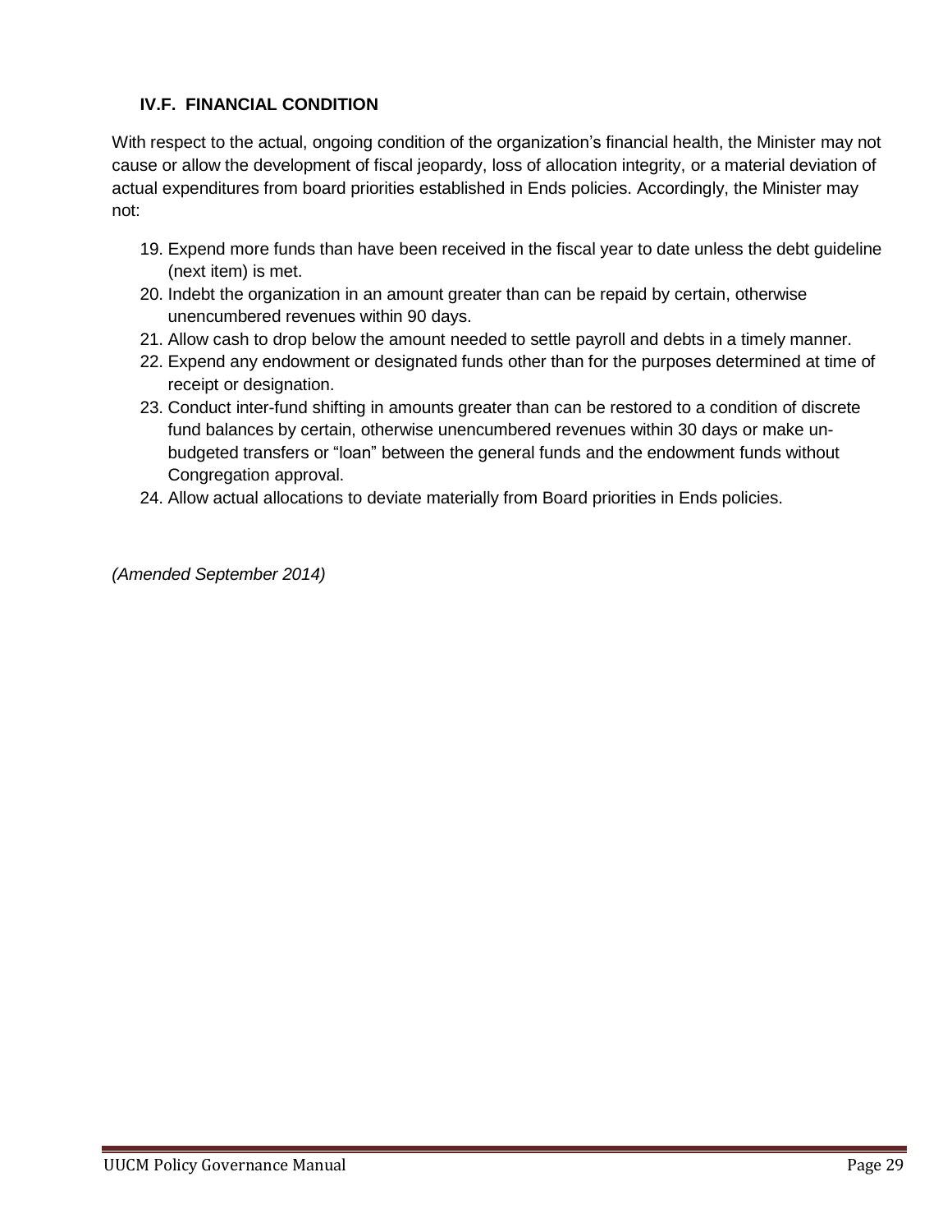### IV.F. FINANCIAL CONDITION

With respect to the actual, ongoing condition of the organization's financial health, the Minister may not cause or allow the development of fiscal jeopardy, loss of allocation integrity, or a material deviation of actual expenditures from board priorities established in Ends policies. Accordingly, the Minister may not:

19. Expend more funds than have been received in the fiscal year to date unless the debt guideline (next item) is met.
20. Indebt the organization in an amount greater than can be repaid by certain, otherwise unencumbered revenues within 90 days.
21. Allow cash to drop below the amount needed to settle payroll and debts in a timely manner.
22. Expend any endowment or designated funds other than for the purposes determined at time of receipt or designation.
23. Conduct inter-fund shifting in amounts greater than can be restored to a condition of discrete fund balances by certain, otherwise unencumbered revenues within 30 days or make un-budgeted transfers or "loan" between the general funds and the endowment funds without Congregation approval.
24. Allow actual allocations to deviate materially from Board priorities in Ends policies.

*(Amended September 2014)*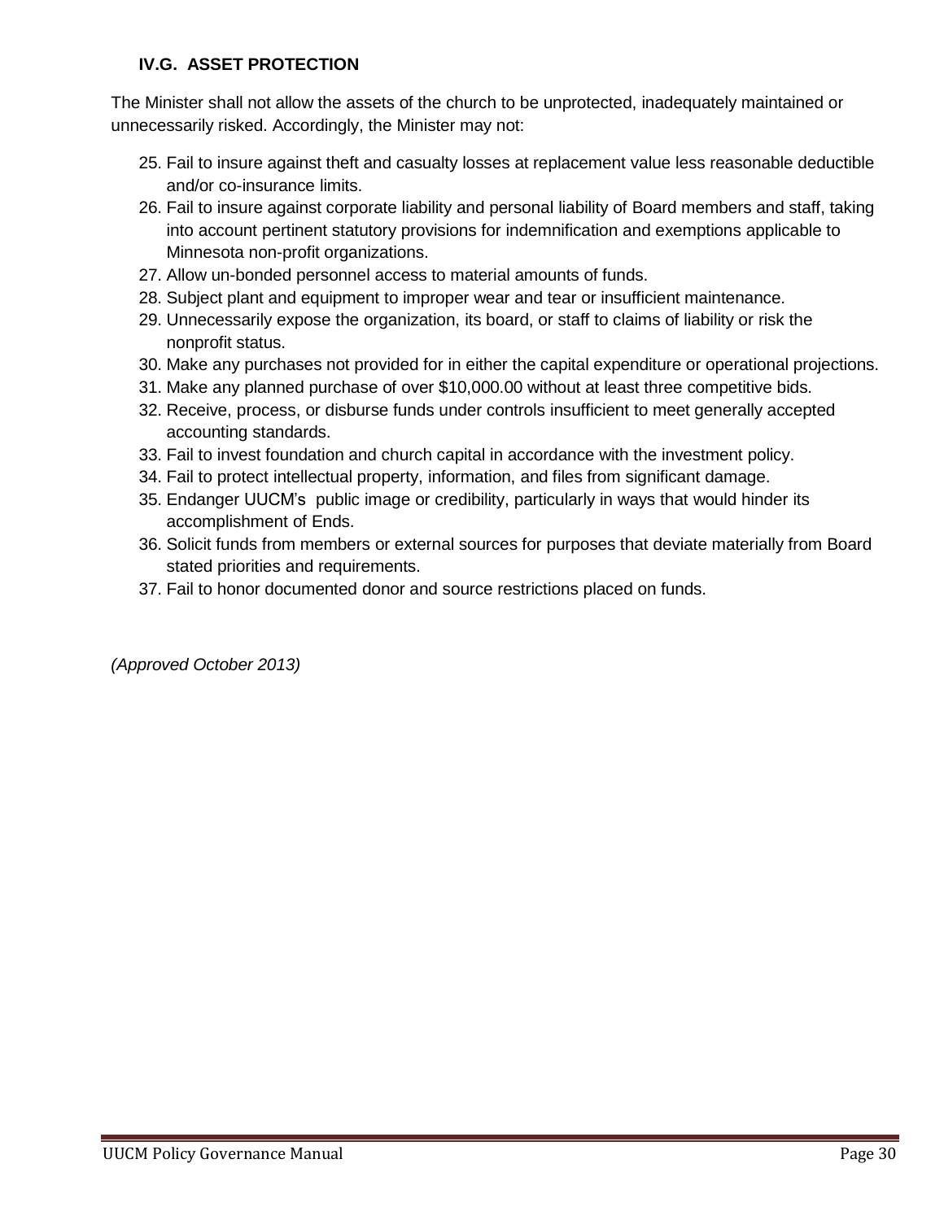### IV.G. ASSET PROTECTION

The Minister shall not allow the assets of the church to be unprotected, inadequately maintained or unnecessarily risked. Accordingly, the Minister may not:

25. Fail to insure against theft and casualty losses at replacement value less reasonable deductible and/or co-insurance limits.
26. Fail to insure against corporate liability and personal liability of Board members and staff, taking into account pertinent statutory provisions for indemnification and exemptions applicable to Minnesota non-profit organizations.
27. Allow un-bonded personnel access to material amounts of funds.
28. Subject plant and equipment to improper wear and tear or insufficient maintenance.
29. Unnecessarily expose the organization, its board, or staff to claims of liability or risk the nonprofit status.
30. Make any purchases not provided for in either the capital expenditure or operational projections.
31. Make any planned purchase of over $10,000.00 without at least three competitive bids.
32. Receive, process, or disburse funds under controls insufficient to meet generally accepted accounting standards.
33. Fail to invest foundation and church capital in accordance with the investment policy.
34. Fail to protect intellectual property, information, and files from significant damage.
35. Endanger UUCM's public image or credibility, particularly in ways that would hinder its accomplishment of Ends.
36. Solicit funds from members or external sources for purposes that deviate materially from Board stated priorities and requirements.
37. Fail to honor documented donor and source restrictions placed on funds.

*(Approved October 2013)*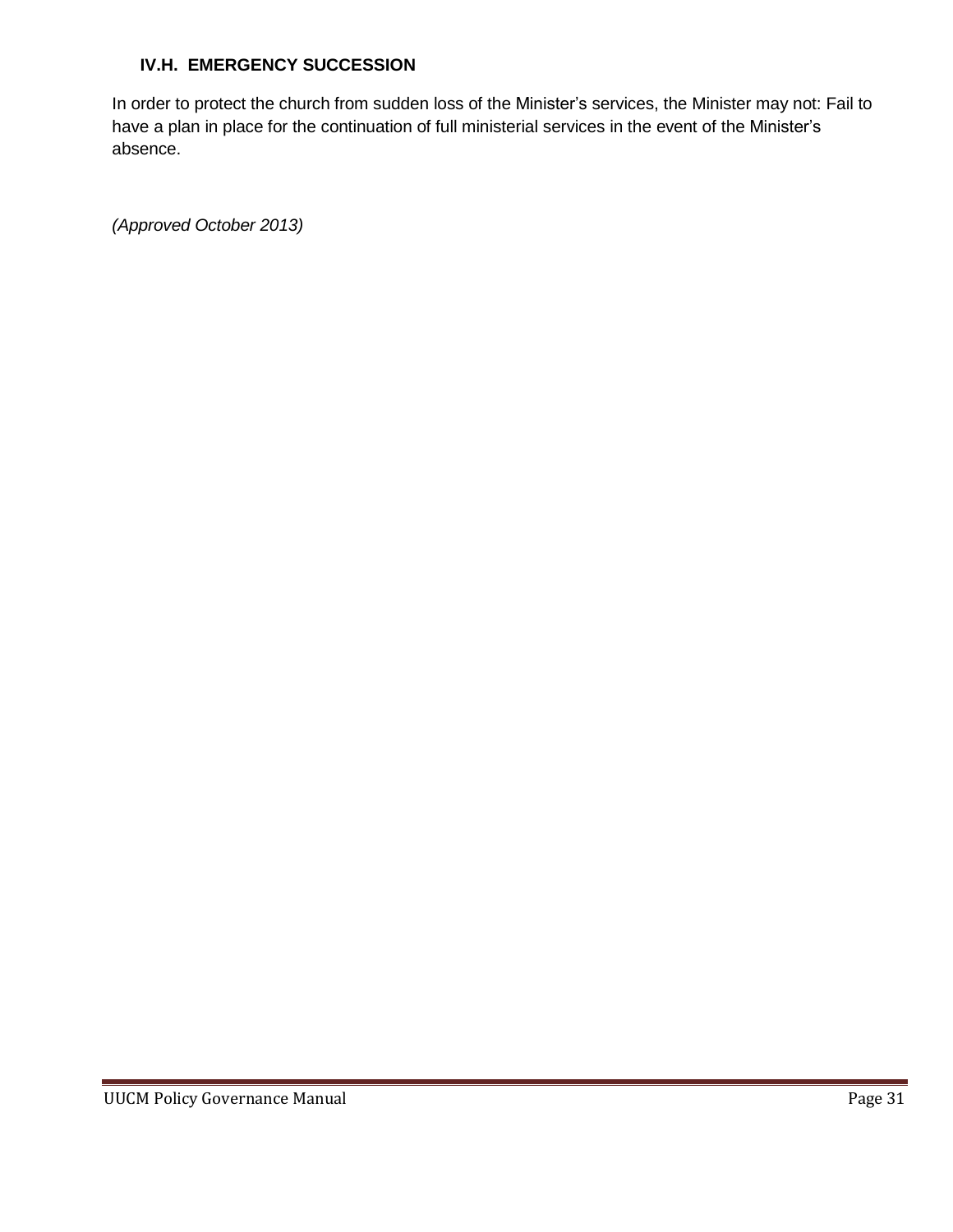### IV.H. EMERGENCY SUCCESSION

In order to protect the church from sudden loss of the Minister's services, the Minister may not: Fail to have a plan in place for the continuation of full ministerial services in the event of the Minister's absence.

*(Approved October 2013)*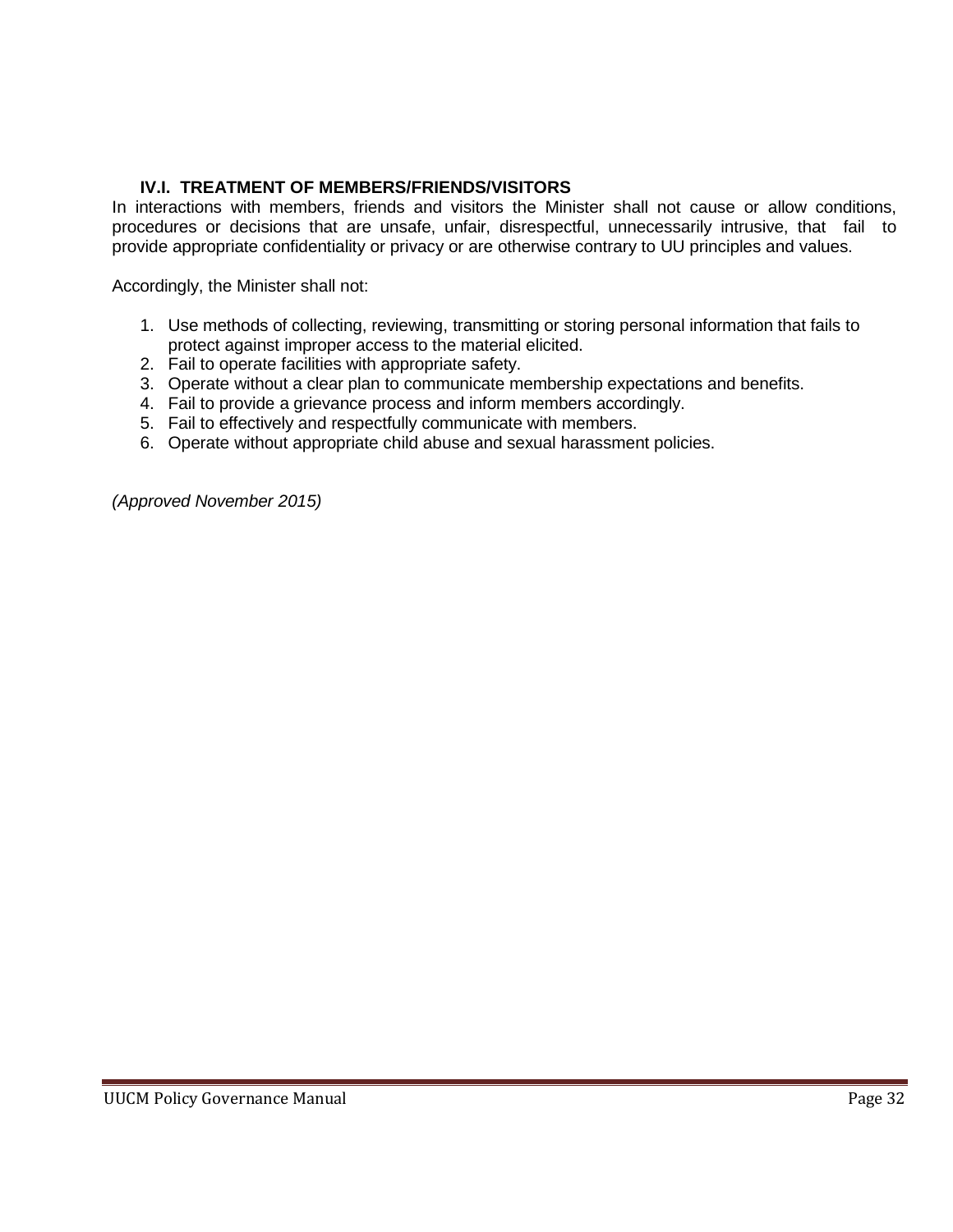### IV.I. TREATMENT OF MEMBERS/FRIENDS/VISITORS

In interactions with members, friends and visitors the Minister shall not cause or allow conditions, procedures or decisions that are unsafe, unfair, disrespectful, unnecessarily intrusive, that fail to provide appropriate confidentiality or privacy or are otherwise contrary to UU principles and values.

Accordingly, the Minister shall not:

1. Use methods of collecting, reviewing, transmitting or storing personal information that fails to protect against improper access to the material elicited.
2. Fail to operate facilities with appropriate safety.
3. Operate without a clear plan to communicate membership expectations and benefits.
4. Fail to provide a grievance process and inform members accordingly.
5. Fail to effectively and respectfully communicate with members.
6. Operate without appropriate child abuse and sexual harassment policies.

*(Approved November 2015)*